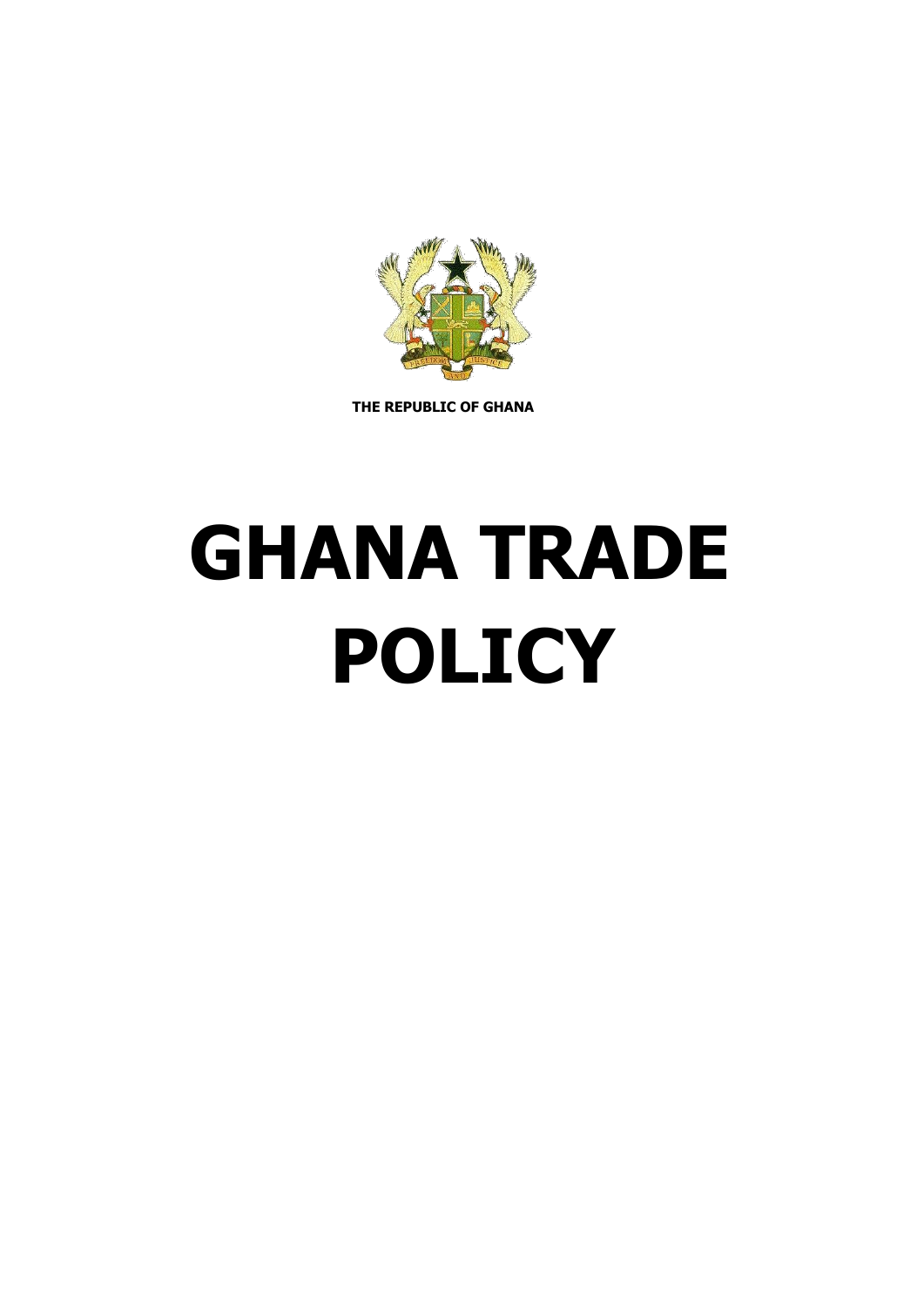**THE REPUBLIC OF GHANA**

# GHANA TRADE POLICY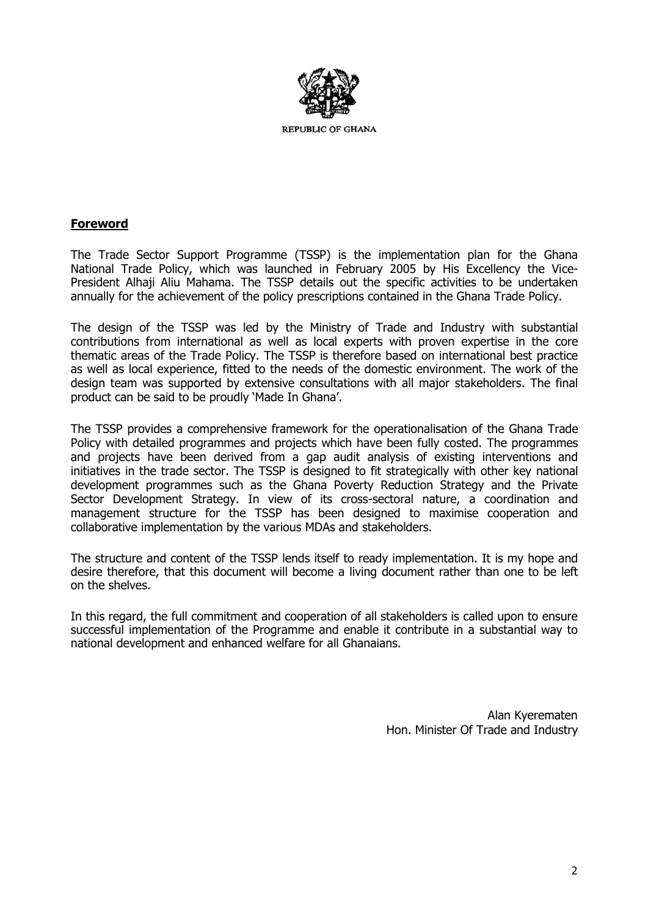REPUBLIC OF GHANA

## **Foreword**

The Trade Sector Support Programme (TSSP) is the implementation plan for the Ghana National Trade Policy, which was launched in February 2005 by His Excellency the Vice-President Alhaji Aliu Mahama. The TSSP details out the specific activities to be undertaken annually for the achievement of the policy prescriptions contained in the Ghana Trade Policy.

The design of the TSSP was led by the Ministry of Trade and Industry with substantial contributions from international as well as local experts with proven expertise in the core thematic areas of the Trade Policy. The TSSP is therefore based on international best practice as well as local experience, fitted to the needs of the domestic environment. The work of the design team was supported by extensive consultations with all major stakeholders. The final product can be said to be proudly 'Made In Ghana'.

The TSSP provides a comprehensive framework for the operationalisation of the Ghana Trade Policy with detailed programmes and projects which have been fully costed. The programmes and projects have been derived from a gap audit analysis of existing interventions and initiatives in the trade sector. The TSSP is designed to fit strategically with other key national development programmes such as the Ghana Poverty Reduction Strategy and the Private Sector Development Strategy. In view of its cross-sectoral nature, a coordination and management structure for the TSSP has been designed to maximise cooperation and collaborative implementation by the various MDAs and stakeholders.

The structure and content of the TSSP lends itself to ready implementation. It is my hope and desire therefore, that this document will become a living document rather than one to be left on the shelves.

In this regard, the full commitment and cooperation of all stakeholders is called upon to ensure successful implementation of the Programme and enable it contribute in a substantial way to national development and enhanced welfare for all Ghanaians.

Alan Kyerematen
Hon. Minister Of Trade and Industry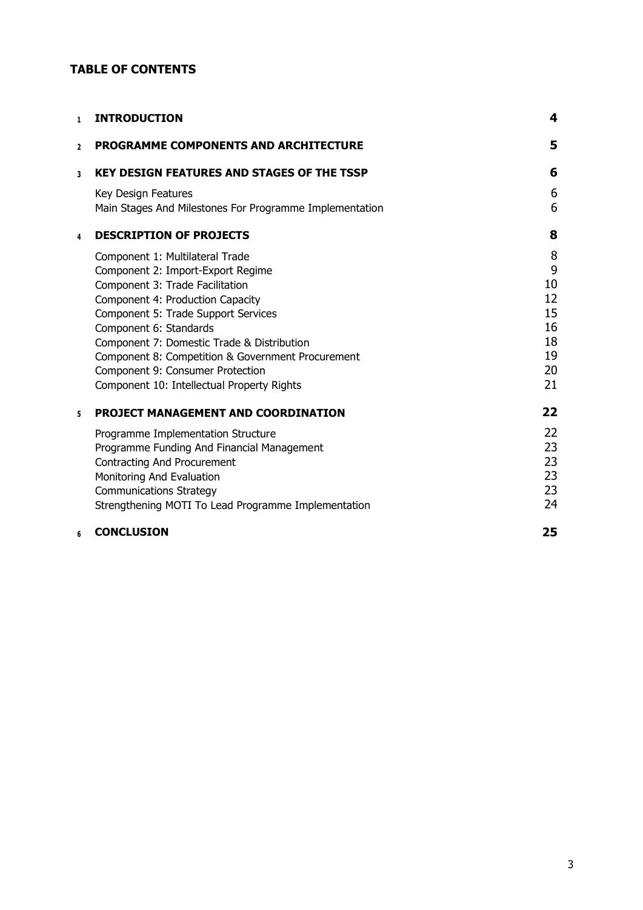## TABLE OF CONTENTS

| | | |
|---|---|---|
| 1 | **INTRODUCTION** | **4** |
| 2 | **PROGRAMME COMPONENTS AND ARCHITECTURE** | **5** |
| 3 | **KEY DESIGN FEATURES AND STAGES OF THE TSSP** | **6** |
| | Key Design Features | 6 |
| | Main Stages And Milestones For Programme Implementation | 6 |
| 4 | **DESCRIPTION OF PROJECTS** | **8** |
| | Component 1: Multilateral Trade | 8 |
| | Component 2: Import-Export Regime | 9 |
| | Component 3: Trade Facilitation | 10 |
| | Component 4: Production Capacity | 12 |
| | Component 5: Trade Support Services | 15 |
| | Component 6: Standards | 16 |
| | Component 7: Domestic Trade & Distribution | 18 |
| | Component 8: Competition & Government Procurement | 19 |
| | Component 9: Consumer Protection | 20 |
| | Component 10: Intellectual Property Rights | 21 |
| 5 | **PROJECT MANAGEMENT AND COORDINATION** | **22** |
| | Programme Implementation Structure | 22 |
| | Programme Funding And Financial Management | 23 |
| | Contracting And Procurement | 23 |
| | Monitoring And Evaluation | 23 |
| | Communications Strategy | 23 |
| | Strengthening MOTI To Lead Programme Implementation | 24 |
| 6 | **CONCLUSION** | **25** |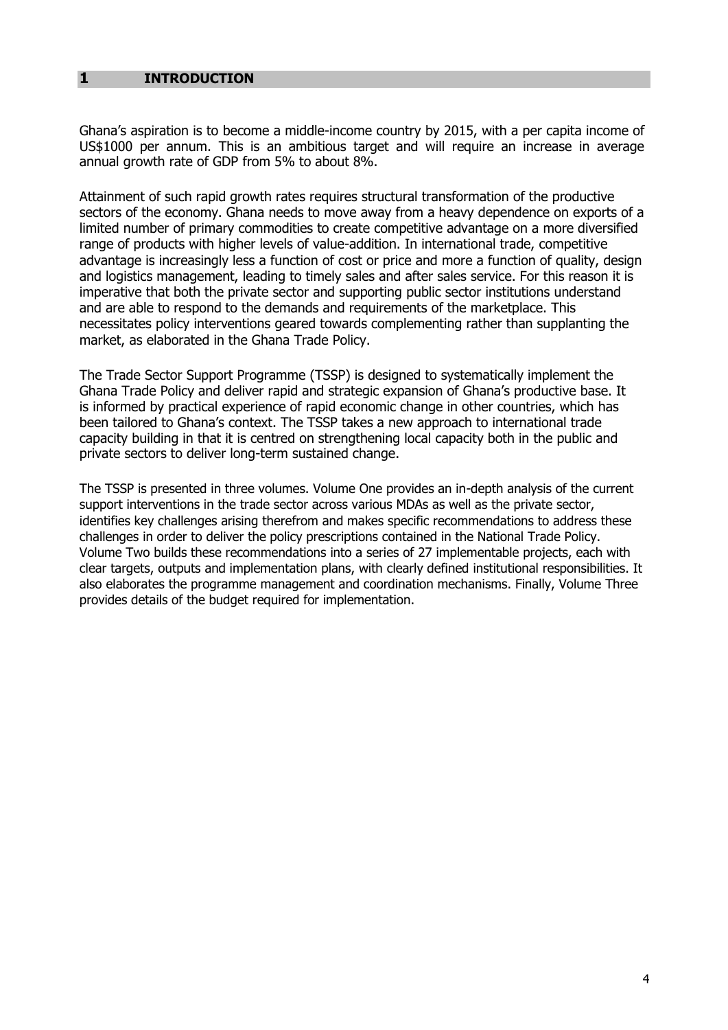# 1 INTRODUCTION

Ghana's aspiration is to become a middle-income country by 2015, with a per capita income of US$1000 per annum. This is an ambitious target and will require an increase in average annual growth rate of GDP from 5% to about 8%.

Attainment of such rapid growth rates requires structural transformation of the productive sectors of the economy. Ghana needs to move away from a heavy dependence on exports of a limited number of primary commodities to create competitive advantage on a more diversified range of products with higher levels of value-addition. In international trade, competitive advantage is increasingly less a function of cost or price and more a function of quality, design and logistics management, leading to timely sales and after sales service. For this reason it is imperative that both the private sector and supporting public sector institutions understand and are able to respond to the demands and requirements of the marketplace. This necessitates policy interventions geared towards complementing rather than supplanting the market, as elaborated in the Ghana Trade Policy.

The Trade Sector Support Programme (TSSP) is designed to systematically implement the Ghana Trade Policy and deliver rapid and strategic expansion of Ghana's productive base. It is informed by practical experience of rapid economic change in other countries, which has been tailored to Ghana's context. The TSSP takes a new approach to international trade capacity building in that it is centred on strengthening local capacity both in the public and private sectors to deliver long-term sustained change.

The TSSP is presented in three volumes. Volume One provides an in-depth analysis of the current support interventions in the trade sector across various MDAs as well as the private sector, identifies key challenges arising therefrom and makes specific recommendations to address these challenges in order to deliver the policy prescriptions contained in the National Trade Policy. Volume Two builds these recommendations into a series of 27 implementable projects, each with clear targets, outputs and implementation plans, with clearly defined institutional responsibilities. It also elaborates the programme management and coordination mechanisms. Finally, Volume Three provides details of the budget required for implementation.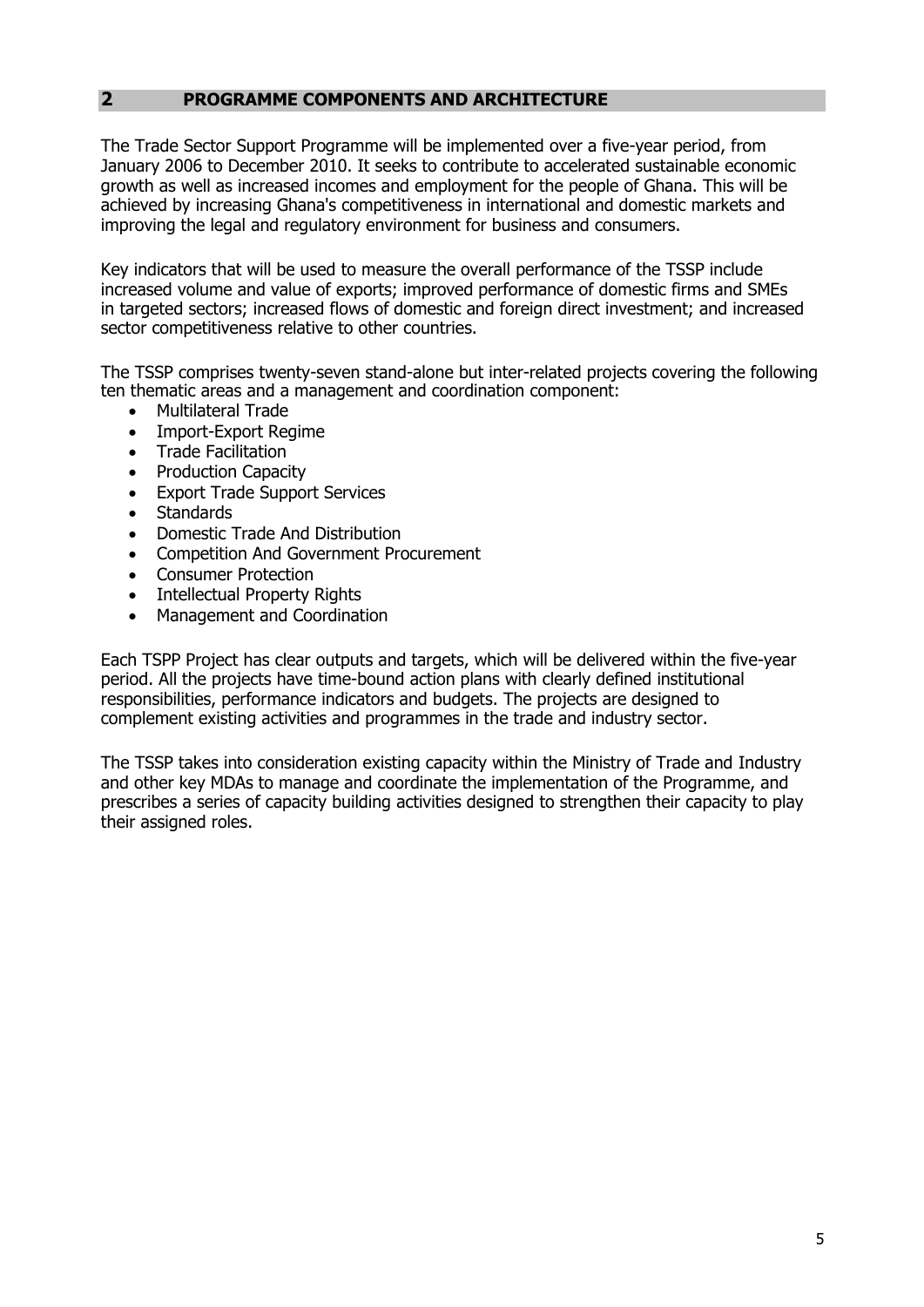## 2 PROGRAMME COMPONENTS AND ARCHITECTURE

The Trade Sector Support Programme will be implemented over a five-year period, from January 2006 to December 2010. It seeks to contribute to accelerated sustainable economic growth as well as increased incomes and employment for the people of Ghana. This will be achieved by increasing Ghana's competitiveness in international and domestic markets and improving the legal and regulatory environment for business and consumers.

Key indicators that will be used to measure the overall performance of the TSSP include increased volume and value of exports; improved performance of domestic firms and SMEs in targeted sectors; increased flows of domestic and foreign direct investment; and increased sector competitiveness relative to other countries.

The TSSP comprises twenty-seven stand-alone but inter-related projects covering the following ten thematic areas and a management and coordination component:

- Multilateral Trade
- Import-Export Regime
- Trade Facilitation
- Production Capacity
- Export Trade Support Services
- Standards
- Domestic Trade And Distribution
- Competition And Government Procurement
- Consumer Protection
- Intellectual Property Rights
- Management and Coordination

Each TSPP Project has clear outputs and targets, which will be delivered within the five-year period. All the projects have time-bound action plans with clearly defined institutional responsibilities, performance indicators and budgets. The projects are designed to complement existing activities and programmes in the trade and industry sector.

The TSSP takes into consideration existing capacity within the Ministry of Trade and Industry and other key MDAs to manage and coordinate the implementation of the Programme, and prescribes a series of capacity building activities designed to strengthen their capacity to play their assigned roles.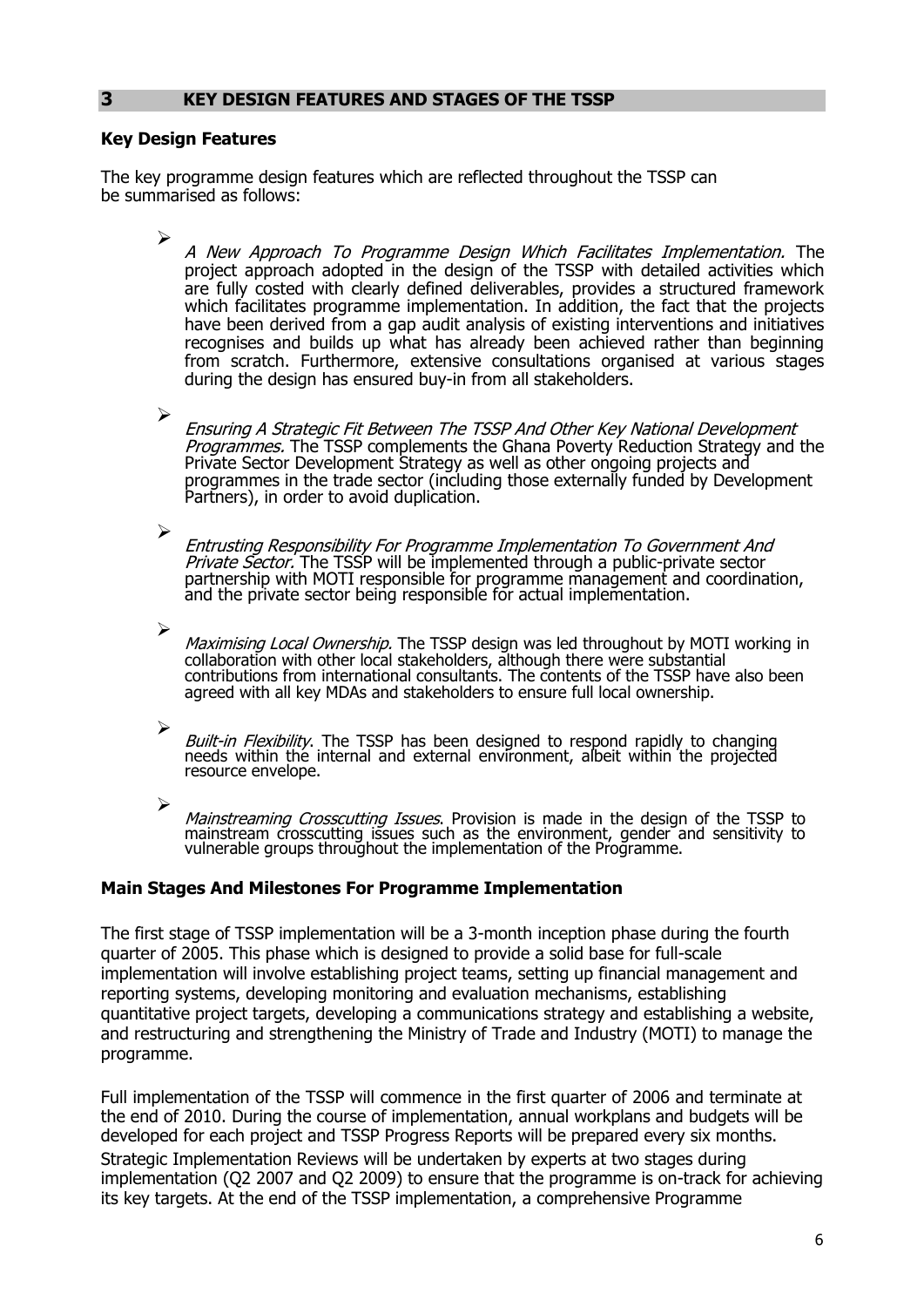## 3 KEY DESIGN FEATURES AND STAGES OF THE TSSP

**Key Design Features**

The key programme design features which are reflected throughout the TSSP can be summarised as follows:

- *A New Approach To Programme Design Which Facilitates Implementation.* The project approach adopted in the design of the TSSP with detailed activities which are fully costed with clearly defined deliverables, provides a structured framework which facilitates programme implementation. In addition, the fact that the projects have been derived from a gap audit analysis of existing interventions and initiatives recognises and builds up what has already been achieved rather than beginning from scratch. Furthermore, extensive consultations organised at various stages during the design has ensured buy-in from all stakeholders.

- *Ensuring A Strategic Fit Between The TSSP And Other Key National Development Programmes.* The TSSP complements the Ghana Poverty Reduction Strategy and the Private Sector Development Strategy as well as other ongoing projects and programmes in the trade sector (including those externally funded by Development Partners), in order to avoid duplication.

- *Entrusting Responsibility For Programme Implementation To Government And Private Sector.* The TSSP will be implemented through a public-private sector partnership with MOTI responsible for programme management and coordination, and the private sector being responsible for actual implementation.

- *Maximising Local Ownership.* The TSSP design was led throughout by MOTI working in collaboration with other local stakeholders, although there were substantial contributions from international consultants. The contents of the TSSP have also been agreed with all key MDAs and stakeholders to ensure full local ownership.

- *Built-in Flexibility.* The TSSP has been designed to respond rapidly to changing needs within the internal and external environment, albeit within the projected resource envelope.

- *Mainstreaming Crosscutting Issues.* Provision is made in the design of the TSSP to mainstream crosscutting issues such as the environment, gender and sensitivity to vulnerable groups throughout the implementation of the Programme.

**Main Stages And Milestones For Programme Implementation**

The first stage of TSSP implementation will be a 3-month inception phase during the fourth quarter of 2005. This phase which is designed to provide a solid base for full-scale implementation will involve establishing project teams, setting up financial management and reporting systems, developing monitoring and evaluation mechanisms, establishing quantitative project targets, developing a communications strategy and establishing a website, and restructuring and strengthening the Ministry of Trade and Industry (MOTI) to manage the programme.

Full implementation of the TSSP will commence in the first quarter of 2006 and terminate at the end of 2010. During the course of implementation, annual workplans and budgets will be developed for each project and TSSP Progress Reports will be prepared every six months. Strategic Implementation Reviews will be undertaken by experts at two stages during implementation (Q2 2007 and Q2 2009) to ensure that the programme is on-track for achieving its key targets. At the end of the TSSP implementation, a comprehensive Programme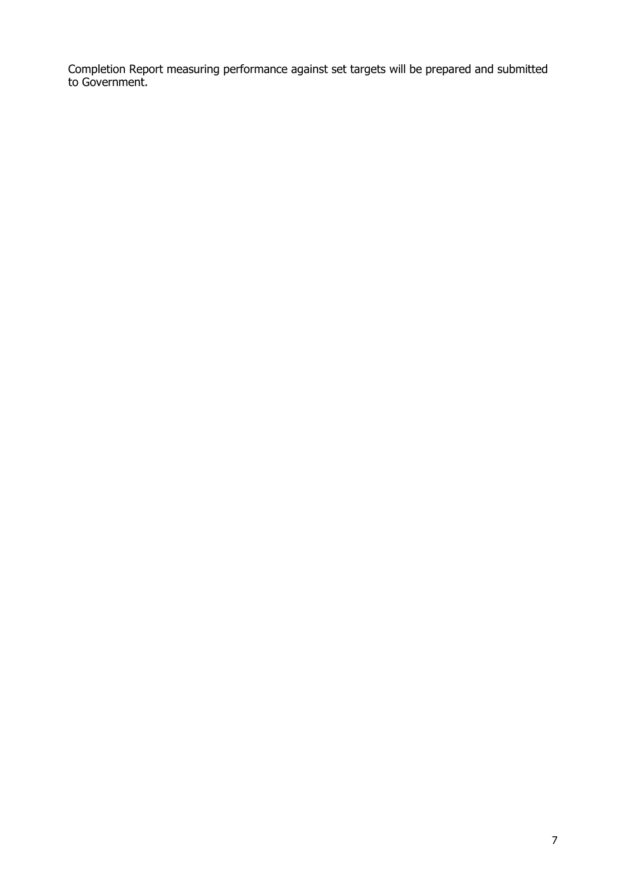Completion Report measuring performance against set targets will be prepared and submitted to Government.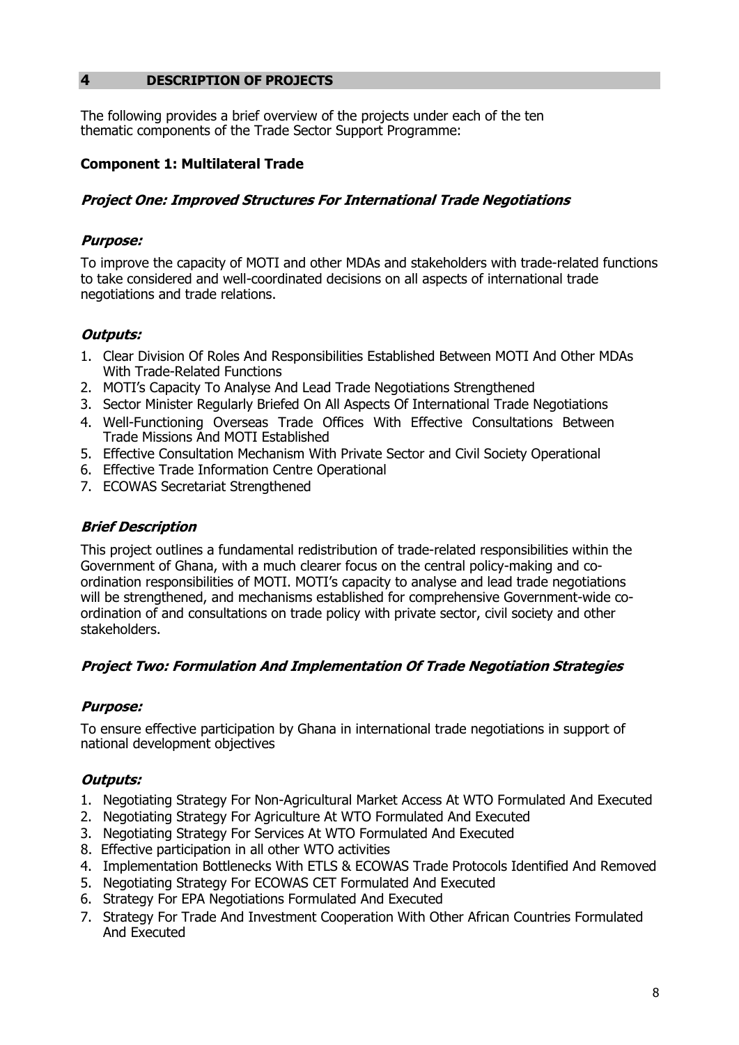## 4 DESCRIPTION OF PROJECTS

The following provides a brief overview of the projects under each of the ten thematic components of the Trade Sector Support Programme:

### Component 1: Multilateral Trade

#### *Project One: Improved Structures For International Trade Negotiations*

***Purpose:***

To improve the capacity of MOTI and other MDAs and stakeholders with trade-related functions to take considered and well-coordinated decisions on all aspects of international trade negotiations and trade relations.

***Outputs:***

1. Clear Division Of Roles And Responsibilities Established Between MOTI And Other MDAs With Trade-Related Functions
2. MOTI's Capacity To Analyse And Lead Trade Negotiations Strengthened
3. Sector Minister Regularly Briefed On All Aspects Of International Trade Negotiations
4. Well-Functioning Overseas Trade Offices With Effective Consultations Between Trade Missions And MOTI Established
5. Effective Consultation Mechanism With Private Sector and Civil Society Operational
6. Effective Trade Information Centre Operational
7. ECOWAS Secretariat Strengthened

***Brief Description***

This project outlines a fundamental redistribution of trade-related responsibilities within the Government of Ghana, with a much clearer focus on the central policy-making and co-ordination responsibilities of MOTI. MOTI's capacity to analyse and lead trade negotiations will be strengthened, and mechanisms established for comprehensive Government-wide co-ordination of and consultations on trade policy with private sector, civil society and other stakeholders.

#### *Project Two: Formulation And Implementation Of Trade Negotiation Strategies*

***Purpose:***

To ensure effective participation by Ghana in international trade negotiations in support of national development objectives

***Outputs:***

1. Negotiating Strategy For Non-Agricultural Market Access At WTO Formulated And Executed
2. Negotiating Strategy For Agriculture At WTO Formulated And Executed
3. Negotiating Strategy For Services At WTO Formulated And Executed
8. Effective participation in all other WTO activities
4. Implementation Bottlenecks With ETLS & ECOWAS Trade Protocols Identified And Removed
5. Negotiating Strategy For ECOWAS CET Formulated And Executed
6. Strategy For EPA Negotiations Formulated And Executed
7. Strategy For Trade And Investment Cooperation With Other African Countries Formulated And Executed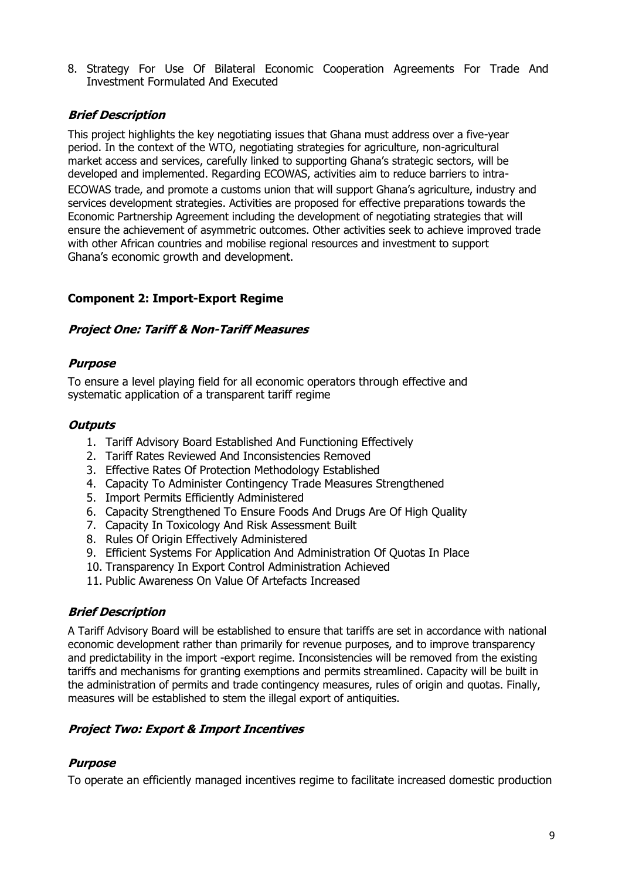8. Strategy For Use Of Bilateral Economic Cooperation Agreements For Trade And Investment Formulated And Executed

### *Brief Description*

This project highlights the key negotiating issues that Ghana must address over a five-year period. In the context of the WTO, negotiating strategies for agriculture, non-agricultural market access and services, carefully linked to supporting Ghana's strategic sectors, will be developed and implemented. Regarding ECOWAS, activities aim to reduce barriers to intra-ECOWAS trade, and promote a customs union that will support Ghana's agriculture, industry and services development strategies. Activities are proposed for effective preparations towards the Economic Partnership Agreement including the development of negotiating strategies that will ensure the achievement of asymmetric outcomes. Other activities seek to achieve improved trade with other African countries and mobilise regional resources and investment to support Ghana's economic growth and development.

## Component 2: Import-Export Regime

### *Project One: Tariff & Non-Tariff Measures*

#### *Purpose*

To ensure a level playing field for all economic operators through effective and systematic application of a transparent tariff regime

#### *Outputs*

1. Tariff Advisory Board Established And Functioning Effectively
2. Tariff Rates Reviewed And Inconsistencies Removed
3. Effective Rates Of Protection Methodology Established
4. Capacity To Administer Contingency Trade Measures Strengthened
5. Import Permits Efficiently Administered
6. Capacity Strengthened To Ensure Foods And Drugs Are Of High Quality
7. Capacity In Toxicology And Risk Assessment Built
8. Rules Of Origin Effectively Administered
9. Efficient Systems For Application And Administration Of Quotas In Place
10. Transparency In Export Control Administration Achieved
11. Public Awareness On Value Of Artefacts Increased

#### *Brief Description*

A Tariff Advisory Board will be established to ensure that tariffs are set in accordance with national economic development rather than primarily for revenue purposes, and to improve transparency and predictability in the import -export regime. Inconsistencies will be removed from the existing tariffs and mechanisms for granting exemptions and permits streamlined. Capacity will be built in the administration of permits and trade contingency measures, rules of origin and quotas. Finally, measures will be established to stem the illegal export of antiquities.

### *Project Two: Export & Import Incentives*

#### *Purpose*

To operate an efficiently managed incentives regime to facilitate increased domestic production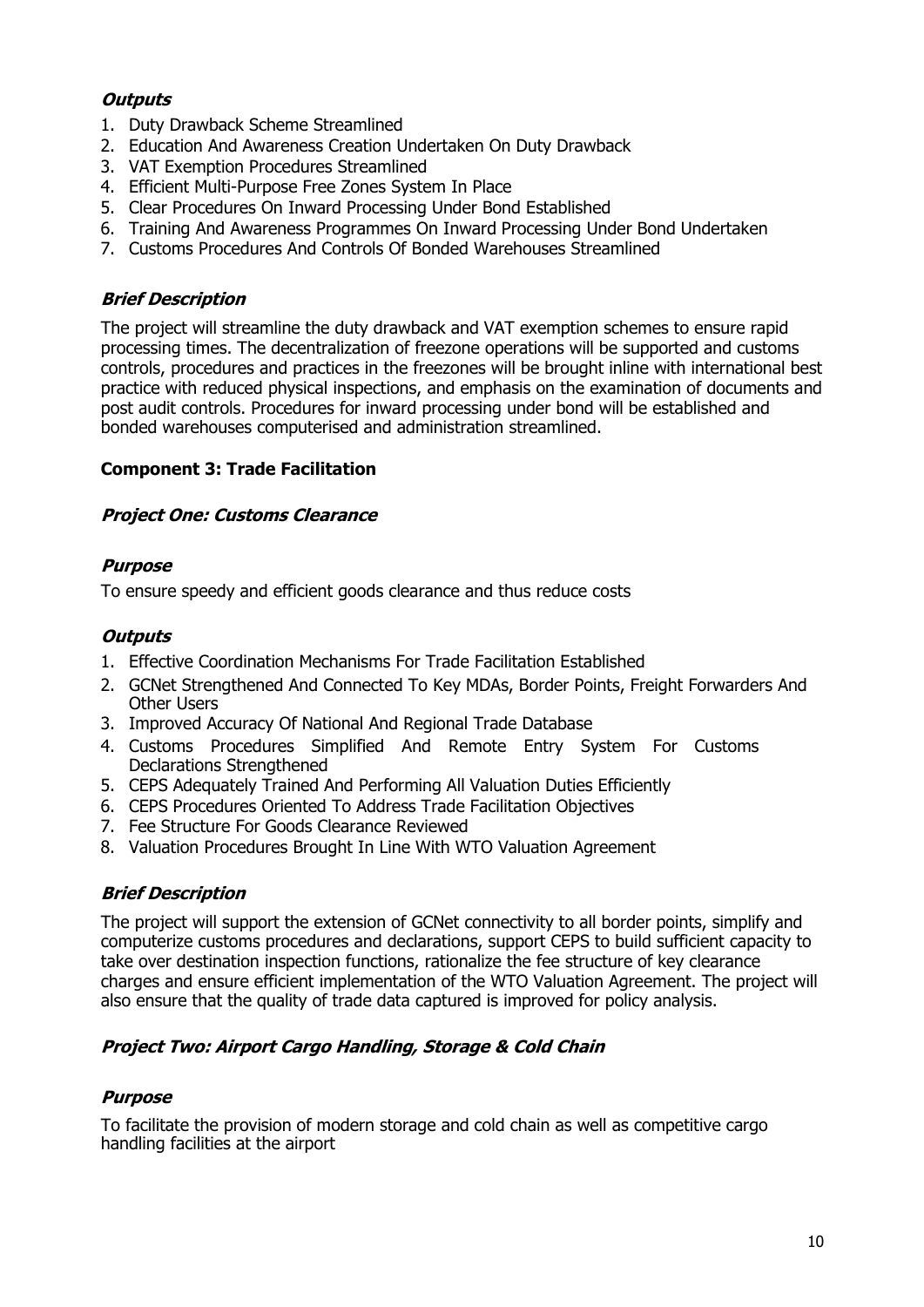***Outputs***

1. Duty Drawback Scheme Streamlined
2. Education And Awareness Creation Undertaken On Duty Drawback
3. VAT Exemption Procedures Streamlined
4. Efficient Multi-Purpose Free Zones System In Place
5. Clear Procedures On Inward Processing Under Bond Established
6. Training And Awareness Programmes On Inward Processing Under Bond Undertaken
7. Customs Procedures And Controls Of Bonded Warehouses Streamlined

***Brief Description***

The project will streamline the duty drawback and VAT exemption schemes to ensure rapid processing times. The decentralization of freezone operations will be supported and customs controls, procedures and practices in the freezones will be brought inline with international best practice with reduced physical inspections, and emphasis on the examination of documents and post audit controls. Procedures for inward processing under bond will be established and bonded warehouses computerised and administration streamlined.

## Component 3: Trade Facilitation

### *Project One: Customs Clearance*

***Purpose***

To ensure speedy and efficient goods clearance and thus reduce costs

***Outputs***

1. Effective Coordination Mechanisms For Trade Facilitation Established
2. GCNet Strengthened And Connected To Key MDAs, Border Points, Freight Forwarders And Other Users
3. Improved Accuracy Of National And Regional Trade Database
4. Customs Procedures Simplified And Remote Entry System For Customs Declarations Strengthened
5. CEPS Adequately Trained And Performing All Valuation Duties Efficiently
6. CEPS Procedures Oriented To Address Trade Facilitation Objectives
7. Fee Structure For Goods Clearance Reviewed
8. Valuation Procedures Brought In Line With WTO Valuation Agreement

***Brief Description***

The project will support the extension of GCNet connectivity to all border points, simplify and computerize customs procedures and declarations, support CEPS to build sufficient capacity to take over destination inspection functions, rationalize the fee structure of key clearance charges and ensure efficient implementation of the WTO Valuation Agreement. The project will also ensure that the quality of trade data captured is improved for policy analysis.

### *Project Two: Airport Cargo Handling, Storage & Cold Chain*

***Purpose***

To facilitate the provision of modern storage and cold chain as well as competitive cargo handling facilities at the airport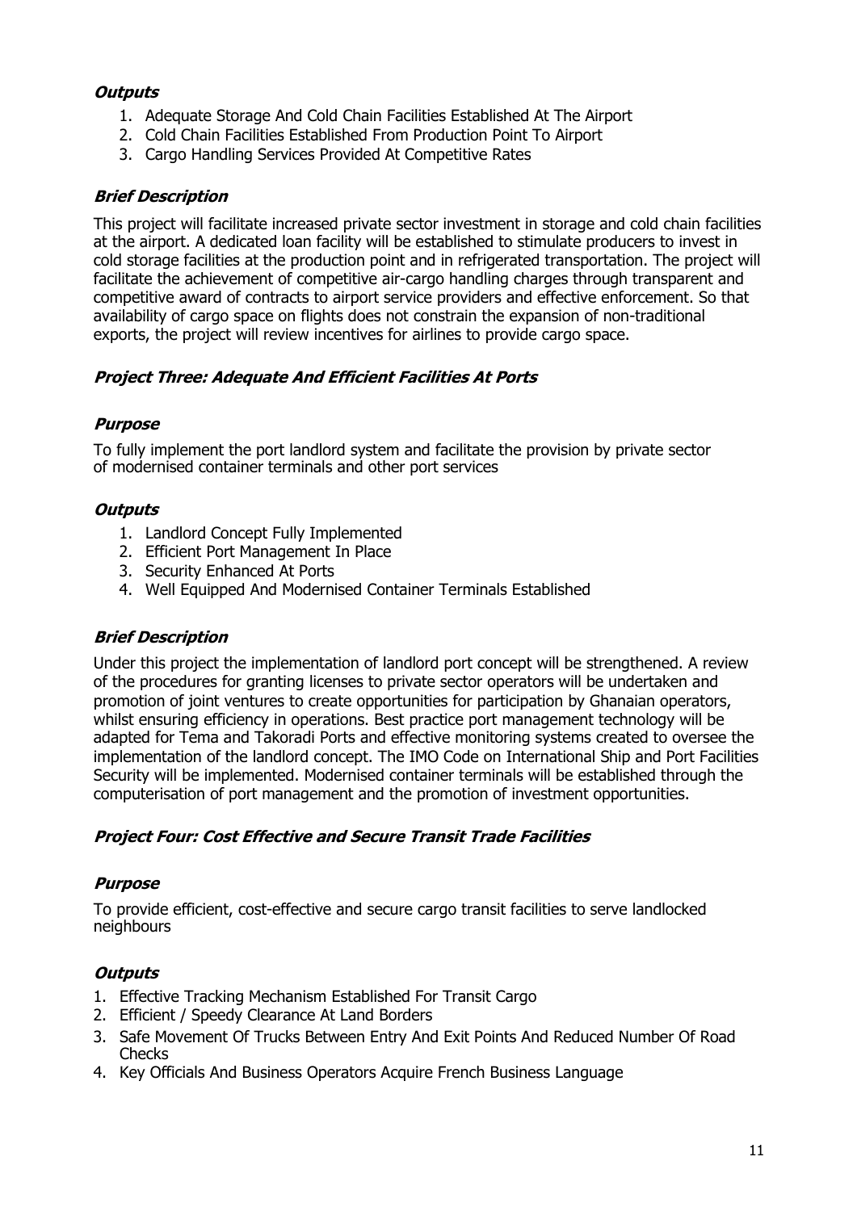***Outputs***

1. Adequate Storage And Cold Chain Facilities Established At The Airport
2. Cold Chain Facilities Established From Production Point To Airport
3. Cargo Handling Services Provided At Competitive Rates

***Brief Description***

This project will facilitate increased private sector investment in storage and cold chain facilities at the airport. A dedicated loan facility will be established to stimulate producers to invest in cold storage facilities at the production point and in refrigerated transportation. The project will facilitate the achievement of competitive air-cargo handling charges through transparent and competitive award of contracts to airport service providers and effective enforcement. So that availability of cargo space on flights does not constrain the expansion of non-traditional exports, the project will review incentives for airlines to provide cargo space.

### ***Project Three: Adequate And Efficient Facilities At Ports***

***Purpose***

To fully implement the port landlord system and facilitate the provision by private sector of modernised container terminals and other port services

***Outputs***

1. Landlord Concept Fully Implemented
2. Efficient Port Management In Place
3. Security Enhanced At Ports
4. Well Equipped And Modernised Container Terminals Established

***Brief Description***

Under this project the implementation of landlord port concept will be strengthened. A review of the procedures for granting licenses to private sector operators will be undertaken and promotion of joint ventures to create opportunities for participation by Ghanaian operators, whilst ensuring efficiency in operations. Best practice port management technology will be adapted for Tema and Takoradi Ports and effective monitoring systems created to oversee the implementation of the landlord concept. The IMO Code on International Ship and Port Facilities Security will be implemented. Modernised container terminals will be established through the computerisation of port management and the promotion of investment opportunities.

### ***Project Four: Cost Effective and Secure Transit Trade Facilities***

***Purpose***

To provide efficient, cost-effective and secure cargo transit facilities to serve landlocked neighbours

***Outputs***

1. Effective Tracking Mechanism Established For Transit Cargo
2. Efficient / Speedy Clearance At Land Borders
3. Safe Movement Of Trucks Between Entry And Exit Points And Reduced Number Of Road Checks
4. Key Officials And Business Operators Acquire French Business Language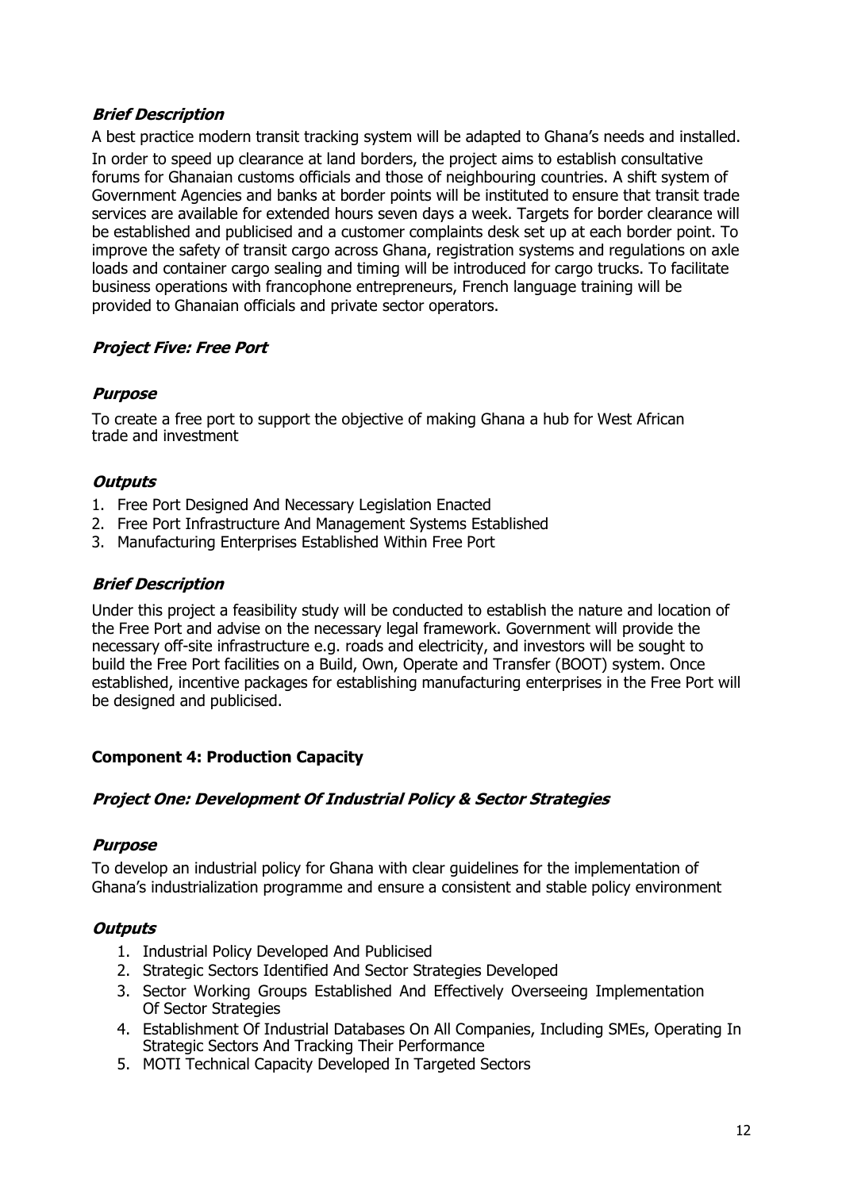***Brief Description***

A best practice modern transit tracking system will be adapted to Ghana's needs and installed. In order to speed up clearance at land borders, the project aims to establish consultative forums for Ghanaian customs officials and those of neighbouring countries. A shift system of Government Agencies and banks at border points will be instituted to ensure that transit trade services are available for extended hours seven days a week. Targets for border clearance will be established and publicised and a customer complaints desk set up at each border point. To improve the safety of transit cargo across Ghana, registration systems and regulations on axle loads and container cargo sealing and timing will be introduced for cargo trucks. To facilitate business operations with francophone entrepreneurs, French language training will be provided to Ghanaian officials and private sector operators.

***Project Five: Free Port***

***Purpose***

To create a free port to support the objective of making Ghana a hub for West African trade and investment

***Outputs***

1. Free Port Designed And Necessary Legislation Enacted
2. Free Port Infrastructure And Management Systems Established
3. Manufacturing Enterprises Established Within Free Port

***Brief Description***

Under this project a feasibility study will be conducted to establish the nature and location of the Free Port and advise on the necessary legal framework. Government will provide the necessary off-site infrastructure e.g. roads and electricity, and investors will be sought to build the Free Port facilities on a Build, Own, Operate and Transfer (BOOT) system. Once established, incentive packages for establishing manufacturing enterprises in the Free Port will be designed and publicised.

**Component 4: Production Capacity**

***Project One: Development Of Industrial Policy & Sector Strategies***

***Purpose***

To develop an industrial policy for Ghana with clear guidelines for the implementation of Ghana's industrialization programme and ensure a consistent and stable policy environment

***Outputs***

1. Industrial Policy Developed And Publicised
2. Strategic Sectors Identified And Sector Strategies Developed
3. Sector Working Groups Established And Effectively Overseeing Implementation Of Sector Strategies
4. Establishment Of Industrial Databases On All Companies, Including SMEs, Operating In Strategic Sectors And Tracking Their Performance
5. MOTI Technical Capacity Developed In Targeted Sectors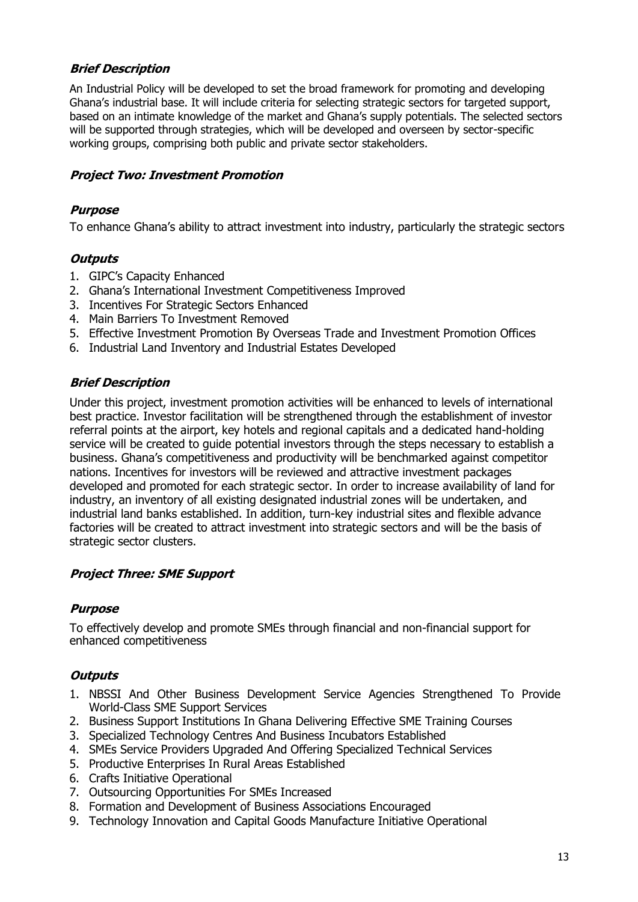### *Brief Description*

An Industrial Policy will be developed to set the broad framework for promoting and developing Ghana's industrial base. It will include criteria for selecting strategic sectors for targeted support, based on an intimate knowledge of the market and Ghana's supply potentials. The selected sectors will be supported through strategies, which will be developed and overseen by sector-specific working groups, comprising both public and private sector stakeholders.

## *Project Two: Investment Promotion*

### *Purpose*

To enhance Ghana's ability to attract investment into industry, particularly the strategic sectors

### *Outputs*

1. GIPC's Capacity Enhanced
2. Ghana's International Investment Competitiveness Improved
3. Incentives For Strategic Sectors Enhanced
4. Main Barriers To Investment Removed
5. Effective Investment Promotion By Overseas Trade and Investment Promotion Offices
6. Industrial Land Inventory and Industrial Estates Developed

### *Brief Description*

Under this project, investment promotion activities will be enhanced to levels of international best practice. Investor facilitation will be strengthened through the establishment of investor referral points at the airport, key hotels and regional capitals and a dedicated hand-holding service will be created to guide potential investors through the steps necessary to establish a business. Ghana's competitiveness and productivity will be benchmarked against competitor nations. Incentives for investors will be reviewed and attractive investment packages developed and promoted for each strategic sector. In order to increase availability of land for industry, an inventory of all existing designated industrial zones will be undertaken, and industrial land banks established. In addition, turn-key industrial sites and flexible advance factories will be created to attract investment into strategic sectors and will be the basis of strategic sector clusters.

## *Project Three: SME Support*

### *Purpose*

To effectively develop and promote SMEs through financial and non-financial support for enhanced competitiveness

### *Outputs*

1. NBSSI And Other Business Development Service Agencies Strengthened To Provide World-Class SME Support Services
2. Business Support Institutions In Ghana Delivering Effective SME Training Courses
3. Specialized Technology Centres And Business Incubators Established
4. SMEs Service Providers Upgraded And Offering Specialized Technical Services
5. Productive Enterprises In Rural Areas Established
6. Crafts Initiative Operational
7. Outsourcing Opportunities For SMEs Increased
8. Formation and Development of Business Associations Encouraged
9. Technology Innovation and Capital Goods Manufacture Initiative Operational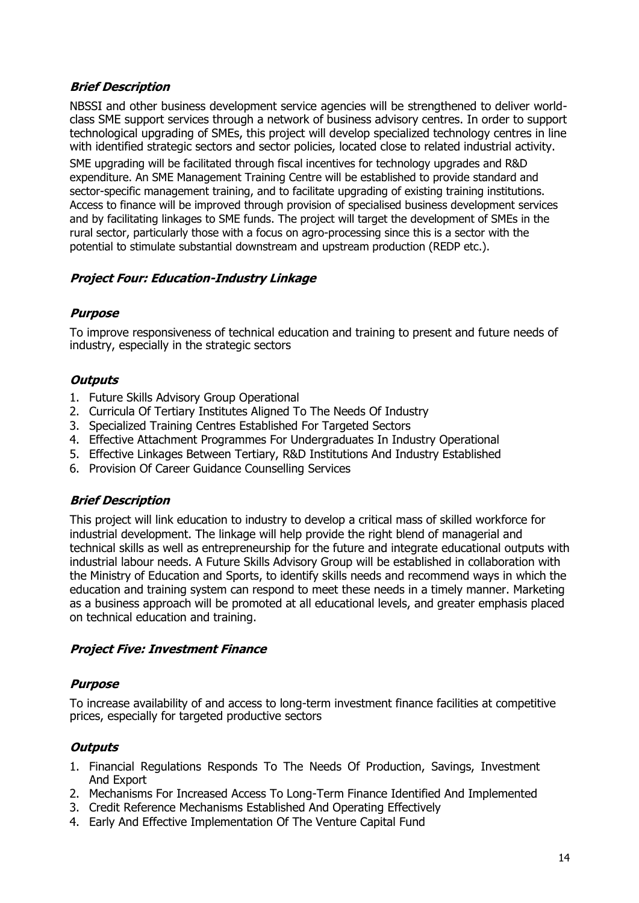### *Brief Description*

NBSSI and other business development service agencies will be strengthened to deliver world-class SME support services through a network of business advisory centres. In order to support technological upgrading of SMEs, this project will develop specialized technology centres in line with identified strategic sectors and sector policies, located close to related industrial activity. SME upgrading will be facilitated through fiscal incentives for technology upgrades and R&D expenditure. An SME Management Training Centre will be established to provide standard and sector-specific management training, and to facilitate upgrading of existing training institutions. Access to finance will be improved through provision of specialised business development services and by facilitating linkages to SME funds. The project will target the development of SMEs in the rural sector, particularly those with a focus on agro-processing since this is a sector with the potential to stimulate substantial downstream and upstream production (REDP etc.).

### *Project Four: Education-Industry Linkage*

#### *Purpose*

To improve responsiveness of technical education and training to present and future needs of industry, especially in the strategic sectors

#### *Outputs*

1. Future Skills Advisory Group Operational
2. Curricula Of Tertiary Institutes Aligned To The Needs Of Industry
3. Specialized Training Centres Established For Targeted Sectors
4. Effective Attachment Programmes For Undergraduates In Industry Operational
5. Effective Linkages Between Tertiary, R&D Institutions And Industry Established
6. Provision Of Career Guidance Counselling Services

#### *Brief Description*

This project will link education to industry to develop a critical mass of skilled workforce for industrial development. The linkage will help provide the right blend of managerial and technical skills as well as entrepreneurship for the future and integrate educational outputs with industrial labour needs. A Future Skills Advisory Group will be established in collaboration with the Ministry of Education and Sports, to identify skills needs and recommend ways in which the education and training system can respond to meet these needs in a timely manner. Marketing as a business approach will be promoted at all educational levels, and greater emphasis placed on technical education and training.

### *Project Five: Investment Finance*

#### *Purpose*

To increase availability of and access to long-term investment finance facilities at competitive prices, especially for targeted productive sectors

#### *Outputs*

1. Financial Regulations Responds To The Needs Of Production, Savings, Investment And Export
2. Mechanisms For Increased Access To Long-Term Finance Identified And Implemented
3. Credit Reference Mechanisms Established And Operating Effectively
4. Early And Effective Implementation Of The Venture Capital Fund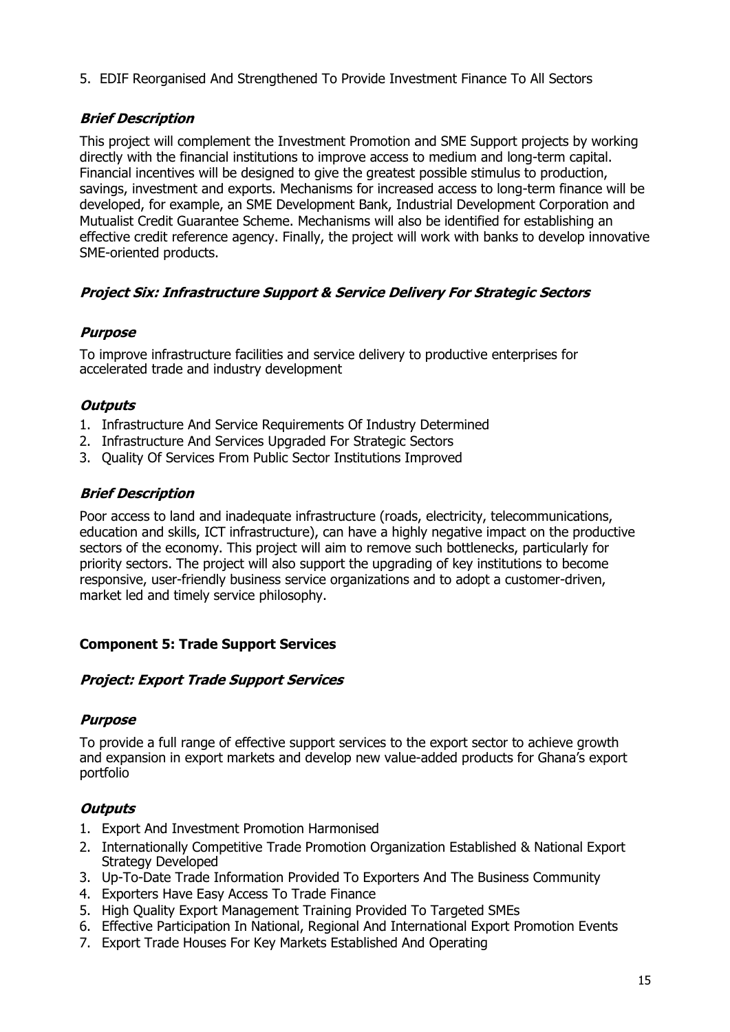5. EDIF Reorganised And Strengthened To Provide Investment Finance To All Sectors

### *Brief Description*

This project will complement the Investment Promotion and SME Support projects by working directly with the financial institutions to improve access to medium and long-term capital. Financial incentives will be designed to give the greatest possible stimulus to production, savings, investment and exports. Mechanisms for increased access to long-term finance will be developed, for example, an SME Development Bank, Industrial Development Corporation and Mutualist Credit Guarantee Scheme. Mechanisms will also be identified for establishing an effective credit reference agency. Finally, the project will work with banks to develop innovative SME-oriented products.

### *Project Six: Infrastructure Support & Service Delivery For Strategic Sectors*

### *Purpose*

To improve infrastructure facilities and service delivery to productive enterprises for accelerated trade and industry development

### *Outputs*

1. Infrastructure And Service Requirements Of Industry Determined
2. Infrastructure And Services Upgraded For Strategic Sectors
3. Quality Of Services From Public Sector Institutions Improved

### *Brief Description*

Poor access to land and inadequate infrastructure (roads, electricity, telecommunications, education and skills, ICT infrastructure), can have a highly negative impact on the productive sectors of the economy. This project will aim to remove such bottlenecks, particularly for priority sectors. The project will also support the upgrading of key institutions to become responsive, user-friendly business service organizations and to adopt a customer-driven, market led and timely service philosophy.

## **Component 5: Trade Support Services**

### *Project: Export Trade Support Services*

### *Purpose*

To provide a full range of effective support services to the export sector to achieve growth and expansion in export markets and develop new value-added products for Ghana's export portfolio

### *Outputs*

1. Export And Investment Promotion Harmonised
2. Internationally Competitive Trade Promotion Organization Established & National Export Strategy Developed
3. Up-To-Date Trade Information Provided To Exporters And The Business Community
4. Exporters Have Easy Access To Trade Finance
5. High Quality Export Management Training Provided To Targeted SMEs
6. Effective Participation In National, Regional And International Export Promotion Events
7. Export Trade Houses For Key Markets Established And Operating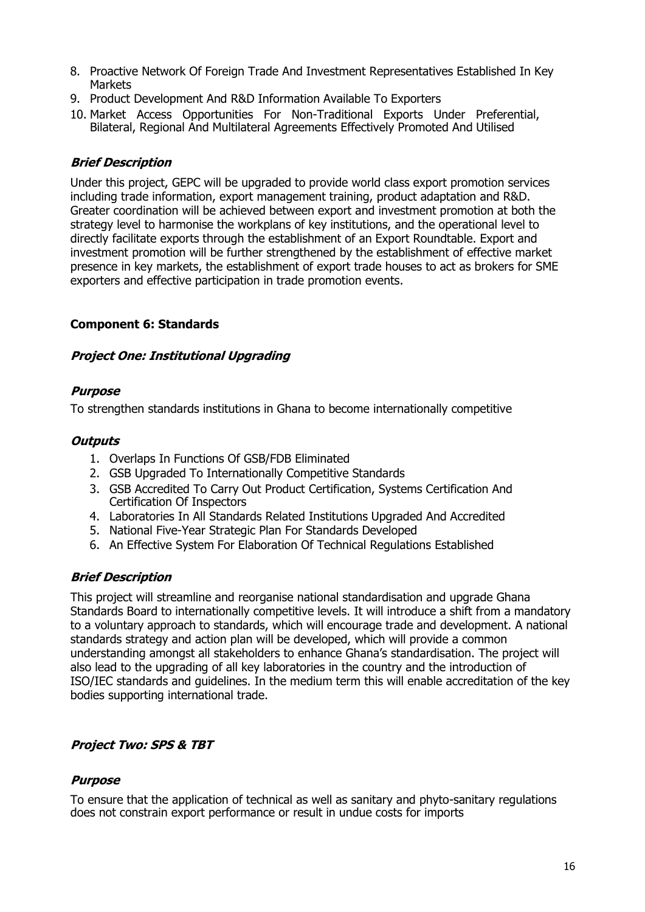8. Proactive Network Of Foreign Trade And Investment Representatives Established In Key Markets
9. Product Development And R&D Information Available To Exporters
10. Market Access Opportunities For Non-Traditional Exports Under Preferential, Bilateral, Regional And Multilateral Agreements Effectively Promoted And Utilised

### *Brief Description*

Under this project, GEPC will be upgraded to provide world class export promotion services including trade information, export management training, product adaptation and R&D. Greater coordination will be achieved between export and investment promotion at both the strategy level to harmonise the workplans of key institutions, and the operational level to directly facilitate exports through the establishment of an Export Roundtable. Export and investment promotion will be further strengthened by the establishment of effective market presence in key markets, the establishment of export trade houses to act as brokers for SME exporters and effective participation in trade promotion events.

## Component 6: Standards

### *Project One: Institutional Upgrading*

### *Purpose*

To strengthen standards institutions in Ghana to become internationally competitive

### *Outputs*

1. Overlaps In Functions Of GSB/FDB Eliminated
2. GSB Upgraded To Internationally Competitive Standards
3. GSB Accredited To Carry Out Product Certification, Systems Certification And Certification Of Inspectors
4. Laboratories In All Standards Related Institutions Upgraded And Accredited
5. National Five-Year Strategic Plan For Standards Developed
6. An Effective System For Elaboration Of Technical Regulations Established

### *Brief Description*

This project will streamline and reorganise national standardisation and upgrade Ghana Standards Board to internationally competitive levels. It will introduce a shift from a mandatory to a voluntary approach to standards, which will encourage trade and development. A national standards strategy and action plan will be developed, which will provide a common understanding amongst all stakeholders to enhance Ghana's standardisation. The project will also lead to the upgrading of all key laboratories in the country and the introduction of ISO/IEC standards and guidelines. In the medium term this will enable accreditation of the key bodies supporting international trade.

### *Project Two: SPS & TBT*

### *Purpose*

To ensure that the application of technical as well as sanitary and phyto-sanitary regulations does not constrain export performance or result in undue costs for imports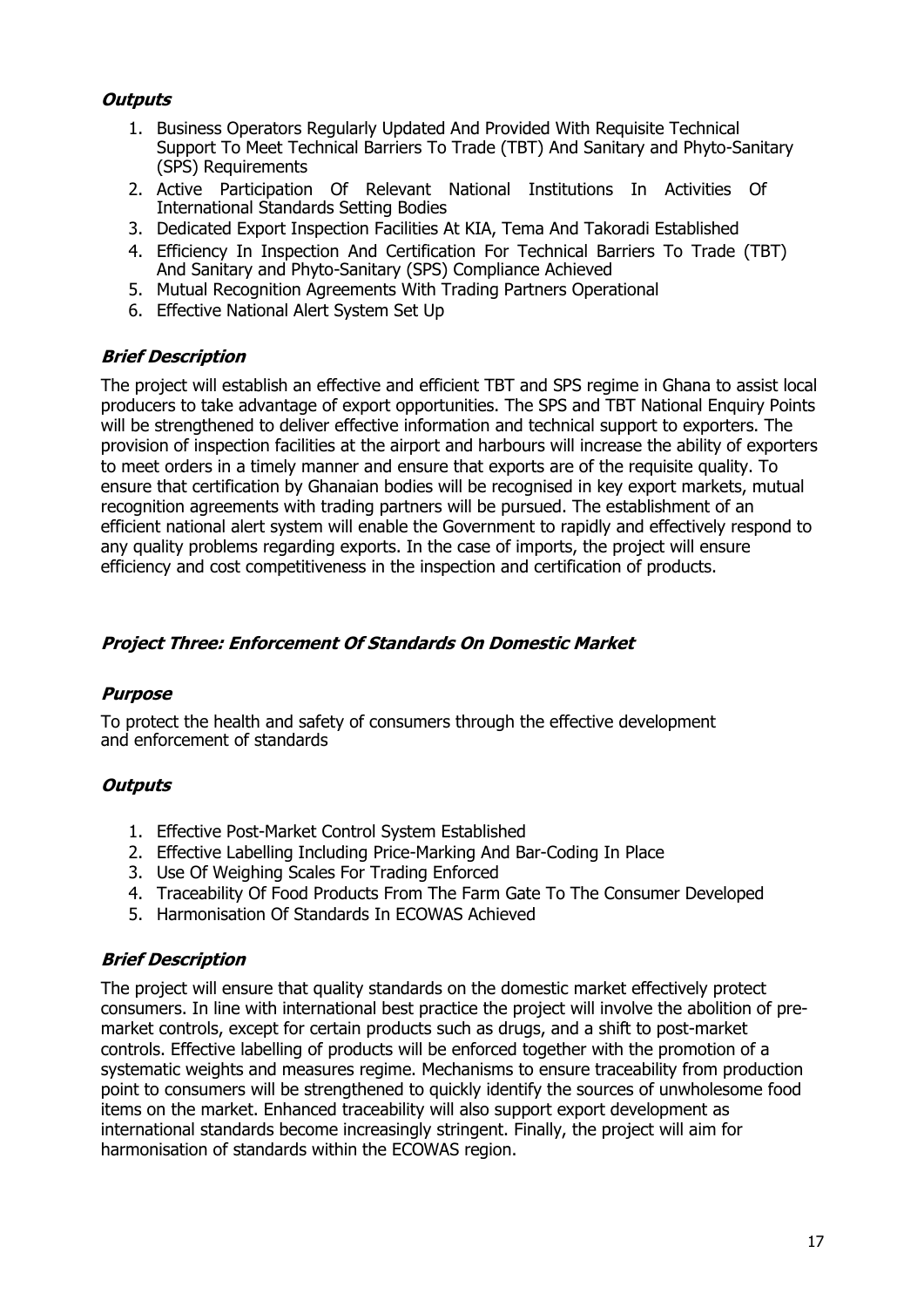### *Outputs*

1. Business Operators Regularly Updated And Provided With Requisite Technical Support To Meet Technical Barriers To Trade (TBT) And Sanitary and Phyto-Sanitary (SPS) Requirements
2. Active Participation Of Relevant National Institutions In Activities Of International Standards Setting Bodies
3. Dedicated Export Inspection Facilities At KIA, Tema And Takoradi Established
4. Efficiency In Inspection And Certification For Technical Barriers To Trade (TBT) And Sanitary and Phyto-Sanitary (SPS) Compliance Achieved
5. Mutual Recognition Agreements With Trading Partners Operational
6. Effective National Alert System Set Up

### *Brief Description*

The project will establish an effective and efficient TBT and SPS regime in Ghana to assist local producers to take advantage of export opportunities. The SPS and TBT National Enquiry Points will be strengthened to deliver effective information and technical support to exporters. The provision of inspection facilities at the airport and harbours will increase the ability of exporters to meet orders in a timely manner and ensure that exports are of the requisite quality. To ensure that certification by Ghanaian bodies will be recognised in key export markets, mutual recognition agreements with trading partners will be pursued. The establishment of an efficient national alert system will enable the Government to rapidly and effectively respond to any quality problems regarding exports. In the case of imports, the project will ensure efficiency and cost competitiveness in the inspection and certification of products.

## *Project Three: Enforcement Of Standards On Domestic Market*

### *Purpose*

To protect the health and safety of consumers through the effective development and enforcement of standards

### *Outputs*

1. Effective Post-Market Control System Established
2. Effective Labelling Including Price-Marking And Bar-Coding In Place
3. Use Of Weighing Scales For Trading Enforced
4. Traceability Of Food Products From The Farm Gate To The Consumer Developed
5. Harmonisation Of Standards In ECOWAS Achieved

### *Brief Description*

The project will ensure that quality standards on the domestic market effectively protect consumers. In line with international best practice the project will involve the abolition of pre-market controls, except for certain products such as drugs, and a shift to post-market controls. Effective labelling of products will be enforced together with the promotion of a systematic weights and measures regime. Mechanisms to ensure traceability from production point to consumers will be strengthened to quickly identify the sources of unwholesome food items on the market. Enhanced traceability will also support export development as international standards become increasingly stringent. Finally, the project will aim for harmonisation of standards within the ECOWAS region.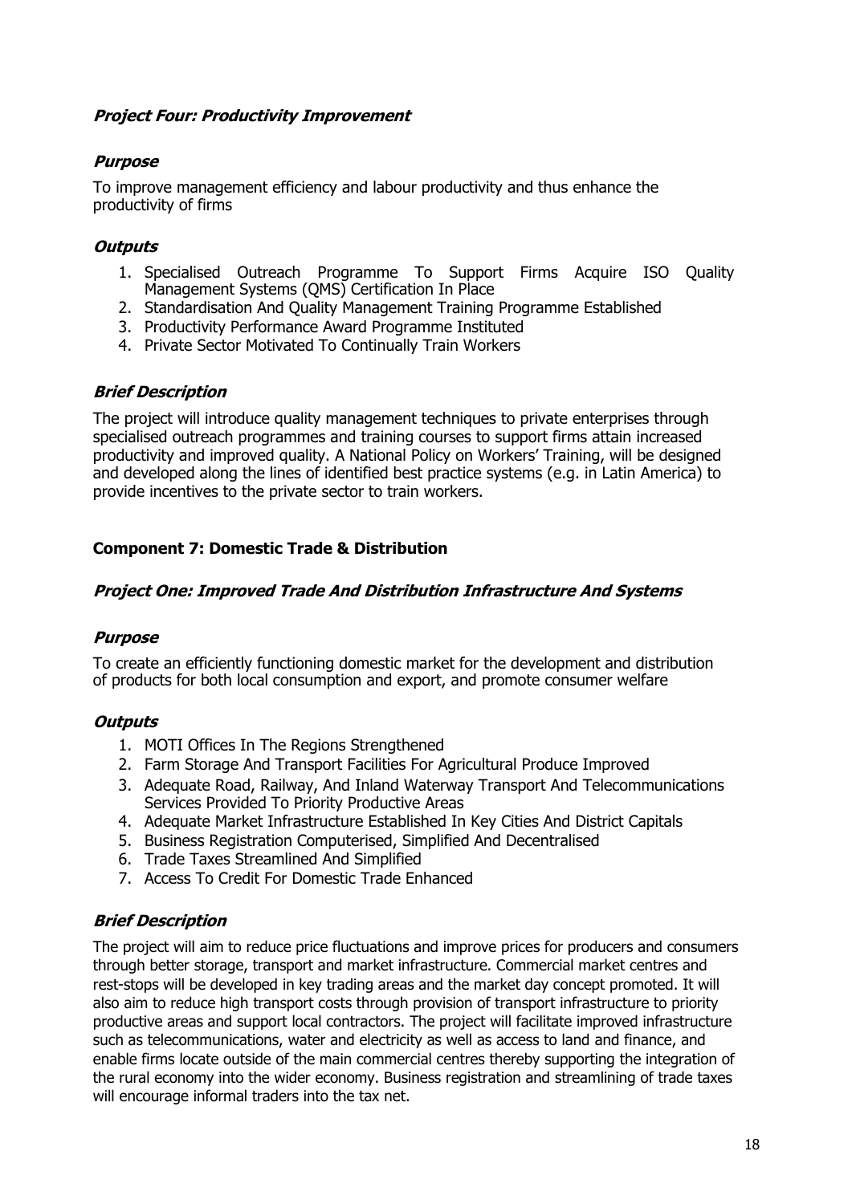### *Project Four: Productivity Improvement*

#### *Purpose*

To improve management efficiency and labour productivity and thus enhance the productivity of firms

#### *Outputs*

1. Specialised Outreach Programme To Support Firms Acquire ISO Quality Management Systems (QMS) Certification In Place
2. Standardisation And Quality Management Training Programme Established
3. Productivity Performance Award Programme Instituted
4. Private Sector Motivated To Continually Train Workers

#### *Brief Description*

The project will introduce quality management techniques to private enterprises through specialised outreach programmes and training courses to support firms attain increased productivity and improved quality. A National Policy on Workers' Training, will be designed and developed along the lines of identified best practice systems (e.g. in Latin America) to provide incentives to the private sector to train workers.

## **Component 7: Domestic Trade & Distribution**

### *Project One: Improved Trade And Distribution Infrastructure And Systems*

#### *Purpose*

To create an efficiently functioning domestic market for the development and distribution of products for both local consumption and export, and promote consumer welfare

#### *Outputs*

1. MOTI Offices In The Regions Strengthened
2. Farm Storage And Transport Facilities For Agricultural Produce Improved
3. Adequate Road, Railway, And Inland Waterway Transport And Telecommunications Services Provided To Priority Productive Areas
4. Adequate Market Infrastructure Established In Key Cities And District Capitals
5. Business Registration Computerised, Simplified And Decentralised
6. Trade Taxes Streamlined And Simplified
7. Access To Credit For Domestic Trade Enhanced

#### *Brief Description*

The project will aim to reduce price fluctuations and improve prices for producers and consumers through better storage, transport and market infrastructure. Commercial market centres and rest-stops will be developed in key trading areas and the market day concept promoted. It will also aim to reduce high transport costs through provision of transport infrastructure to priority productive areas and support local contractors. The project will facilitate improved infrastructure such as telecommunications, water and electricity as well as access to land and finance, and enable firms locate outside of the main commercial centres thereby supporting the integration of the rural economy into the wider economy. Business registration and streamlining of trade taxes will encourage informal traders into the tax net.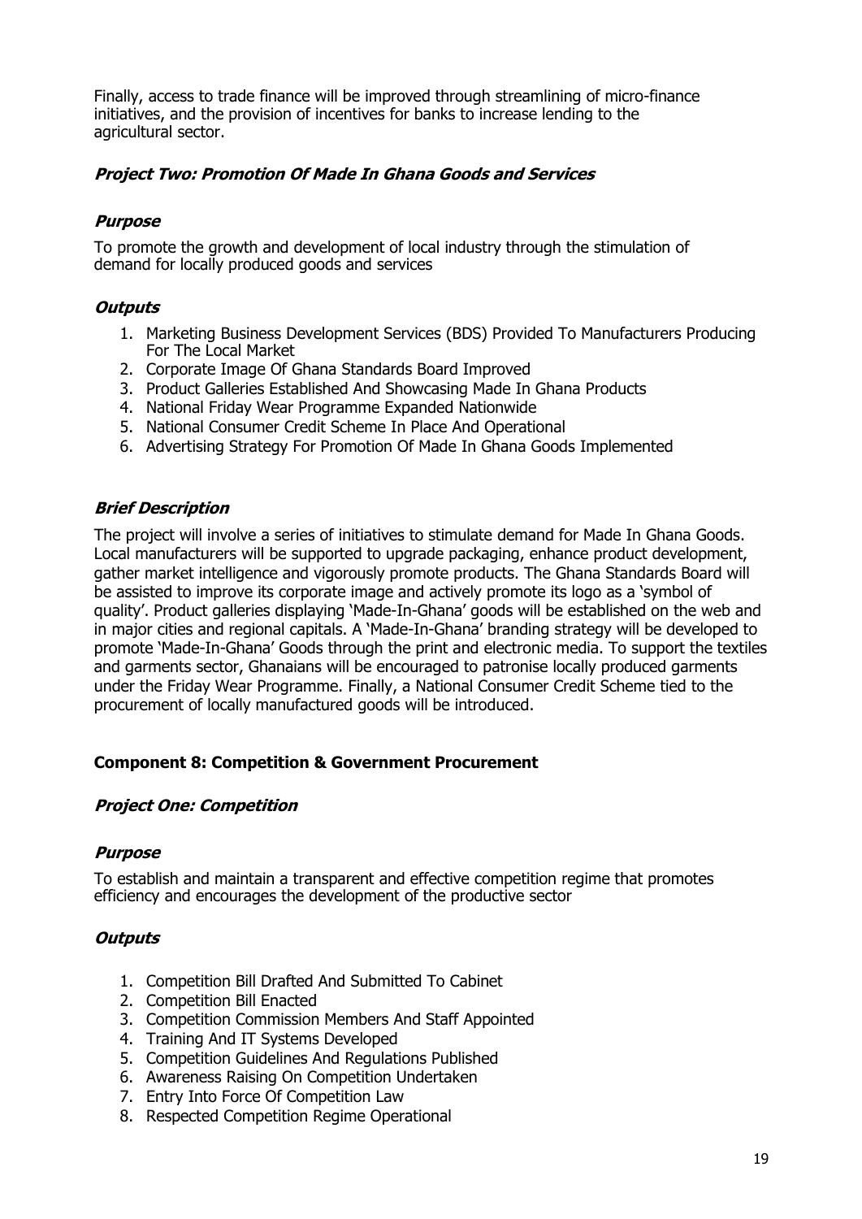Finally, access to trade finance will be improved through streamlining of micro-finance initiatives, and the provision of incentives for banks to increase lending to the agricultural sector.

### *Project Two: Promotion Of Made In Ghana Goods and Services*

#### *Purpose*

To promote the growth and development of local industry through the stimulation of demand for locally produced goods and services

#### *Outputs*

1. Marketing Business Development Services (BDS) Provided To Manufacturers Producing For The Local Market
2. Corporate Image Of Ghana Standards Board Improved
3. Product Galleries Established And Showcasing Made In Ghana Products
4. National Friday Wear Programme Expanded Nationwide
5. National Consumer Credit Scheme In Place And Operational
6. Advertising Strategy For Promotion Of Made In Ghana Goods Implemented

#### *Brief Description*

The project will involve a series of initiatives to stimulate demand for Made In Ghana Goods. Local manufacturers will be supported to upgrade packaging, enhance product development, gather market intelligence and vigorously promote products. The Ghana Standards Board will be assisted to improve its corporate image and actively promote its logo as a 'symbol of quality'. Product galleries displaying 'Made-In-Ghana' goods will be established on the web and in major cities and regional capitals. A 'Made-In-Ghana' branding strategy will be developed to promote 'Made-In-Ghana' Goods through the print and electronic media. To support the textiles and garments sector, Ghanaians will be encouraged to patronise locally produced garments under the Friday Wear Programme. Finally, a National Consumer Credit Scheme tied to the procurement of locally manufactured goods will be introduced.

## **Component 8: Competition & Government Procurement**

### *Project One: Competition*

#### *Purpose*

To establish and maintain a transparent and effective competition regime that promotes efficiency and encourages the development of the productive sector

#### *Outputs*

1. Competition Bill Drafted And Submitted To Cabinet
2. Competition Bill Enacted
3. Competition Commission Members And Staff Appointed
4. Training And IT Systems Developed
5. Competition Guidelines And Regulations Published
6. Awareness Raising On Competition Undertaken
7. Entry Into Force Of Competition Law
8. Respected Competition Regime Operational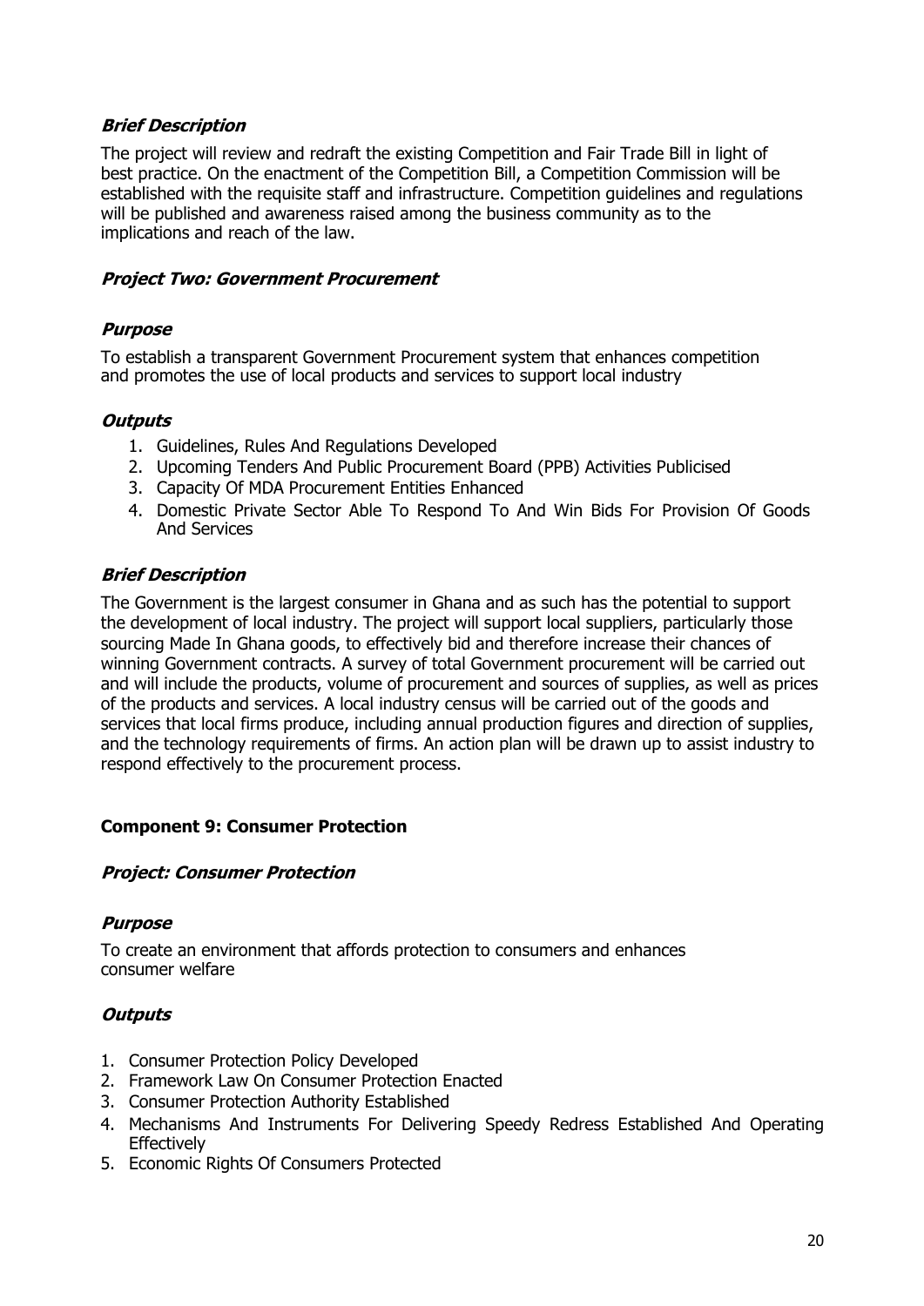***Brief Description***

The project will review and redraft the existing Competition and Fair Trade Bill in light of best practice. On the enactment of the Competition Bill, a Competition Commission will be established with the requisite staff and infrastructure. Competition guidelines and regulations will be published and awareness raised among the business community as to the implications and reach of the law.

***Project Two: Government Procurement***

***Purpose***

To establish a transparent Government Procurement system that enhances competition and promotes the use of local products and services to support local industry

***Outputs***

1. Guidelines, Rules And Regulations Developed
2. Upcoming Tenders And Public Procurement Board (PPB) Activities Publicised
3. Capacity Of MDA Procurement Entities Enhanced
4. Domestic Private Sector Able To Respond To And Win Bids For Provision Of Goods And Services

***Brief Description***

The Government is the largest consumer in Ghana and as such has the potential to support the development of local industry. The project will support local suppliers, particularly those sourcing Made In Ghana goods, to effectively bid and therefore increase their chances of winning Government contracts. A survey of total Government procurement will be carried out and will include the products, volume of procurement and sources of supplies, as well as prices of the products and services. A local industry census will be carried out of the goods and services that local firms produce, including annual production figures and direction of supplies, and the technology requirements of firms. An action plan will be drawn up to assist industry to respond effectively to the procurement process.

**Component 9: Consumer Protection**

***Project: Consumer Protection***

***Purpose***

To create an environment that affords protection to consumers and enhances consumer welfare

***Outputs***

1. Consumer Protection Policy Developed
2. Framework Law On Consumer Protection Enacted
3. Consumer Protection Authority Established
4. Mechanisms And Instruments For Delivering Speedy Redress Established And Operating Effectively
5. Economic Rights Of Consumers Protected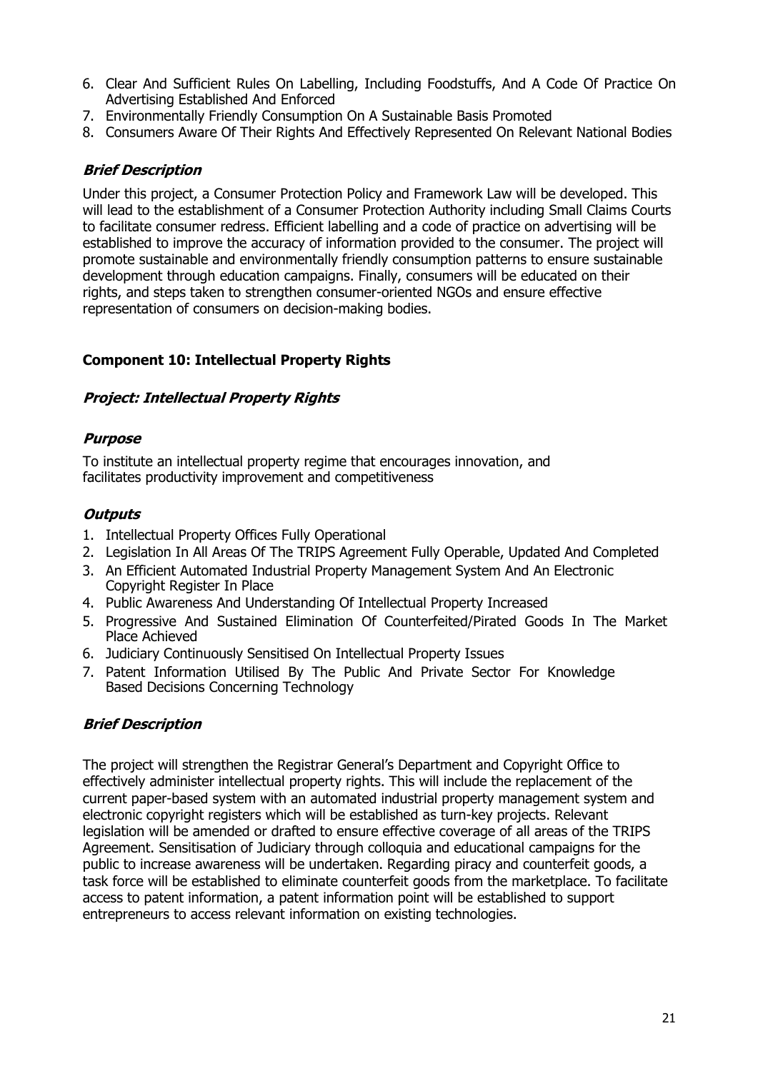6. Clear And Sufficient Rules On Labelling, Including Foodstuffs, And A Code Of Practice On Advertising Established And Enforced
7. Environmentally Friendly Consumption On A Sustainable Basis Promoted
8. Consumers Aware Of Their Rights And Effectively Represented On Relevant National Bodies

### *Brief Description*

Under this project, a Consumer Protection Policy and Framework Law will be developed. This will lead to the establishment of a Consumer Protection Authority including Small Claims Courts to facilitate consumer redress. Efficient labelling and a code of practice on advertising will be established to improve the accuracy of information provided to the consumer. The project will promote sustainable and environmentally friendly consumption patterns to ensure sustainable development through education campaigns. Finally, consumers will be educated on their rights, and steps taken to strengthen consumer-oriented NGOs and ensure effective representation of consumers on decision-making bodies.

## **Component 10: Intellectual Property Rights**

### *Project: Intellectual Property Rights*

### *Purpose*

To institute an intellectual property regime that encourages innovation, and facilitates productivity improvement and competitiveness

### *Outputs*

1. Intellectual Property Offices Fully Operational
2. Legislation In All Areas Of The TRIPS Agreement Fully Operable, Updated And Completed
3. An Efficient Automated Industrial Property Management System And An Electronic Copyright Register In Place
4. Public Awareness And Understanding Of Intellectual Property Increased
5. Progressive And Sustained Elimination Of Counterfeited/Pirated Goods In The Market Place Achieved
6. Judiciary Continuously Sensitised On Intellectual Property Issues
7. Patent Information Utilised By The Public And Private Sector For Knowledge Based Decisions Concerning Technology

### *Brief Description*

The project will strengthen the Registrar General's Department and Copyright Office to effectively administer intellectual property rights. This will include the replacement of the current paper-based system with an automated industrial property management system and electronic copyright registers which will be established as turn-key projects. Relevant legislation will be amended or drafted to ensure effective coverage of all areas of the TRIPS Agreement. Sensitisation of Judiciary through colloquia and educational campaigns for the public to increase awareness will be undertaken. Regarding piracy and counterfeit goods, a task force will be established to eliminate counterfeit goods from the marketplace. To facilitate access to patent information, a patent information point will be established to support entrepreneurs to access relevant information on existing technologies.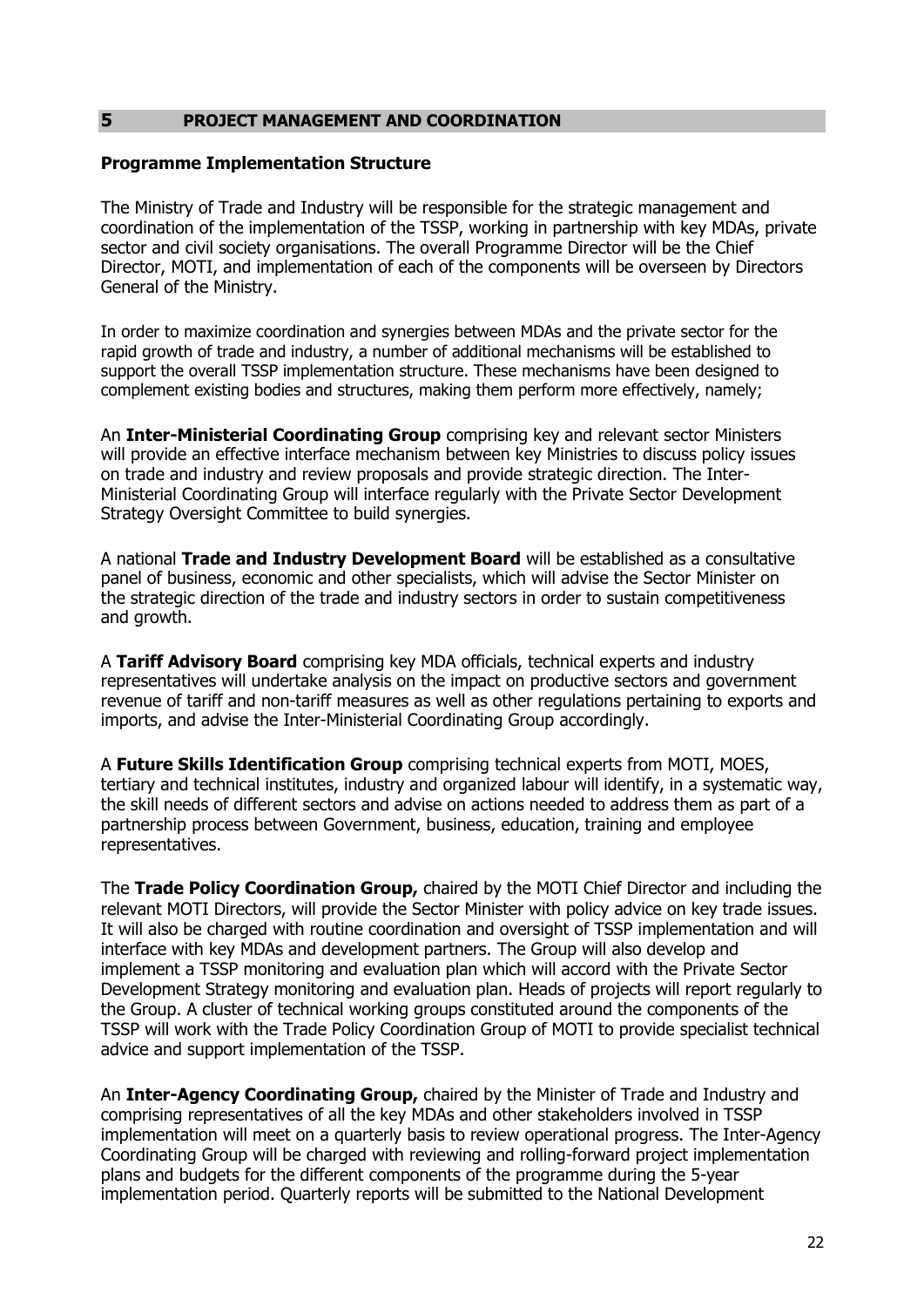## 5 PROJECT MANAGEMENT AND COORDINATION

### Programme Implementation Structure

The Ministry of Trade and Industry will be responsible for the strategic management and coordination of the implementation of the TSSP, working in partnership with key MDAs, private sector and civil society organisations. The overall Programme Director will be the Chief Director, MOTI, and implementation of each of the components will be overseen by Directors General of the Ministry.

In order to maximize coordination and synergies between MDAs and the private sector for the rapid growth of trade and industry, a number of additional mechanisms will be established to support the overall TSSP implementation structure. These mechanisms have been designed to complement existing bodies and structures, making them perform more effectively, namely;

An **Inter-Ministerial Coordinating Group** comprising key and relevant sector Ministers will provide an effective interface mechanism between key Ministries to discuss policy issues on trade and industry and review proposals and provide strategic direction. The Inter-Ministerial Coordinating Group will interface regularly with the Private Sector Development Strategy Oversight Committee to build synergies.

A national **Trade and Industry Development Board** will be established as a consultative panel of business, economic and other specialists, which will advise the Sector Minister on the strategic direction of the trade and industry sectors in order to sustain competitiveness and growth.

A **Tariff Advisory Board** comprising key MDA officials, technical experts and industry representatives will undertake analysis on the impact on productive sectors and government revenue of tariff and non-tariff measures as well as other regulations pertaining to exports and imports, and advise the Inter-Ministerial Coordinating Group accordingly.

A **Future Skills Identification Group** comprising technical experts from MOTI, MOES, tertiary and technical institutes, industry and organized labour will identify, in a systematic way, the skill needs of different sectors and advise on actions needed to address them as part of a partnership process between Government, business, education, training and employee representatives.

The **Trade Policy Coordination Group,** chaired by the MOTI Chief Director and including the relevant MOTI Directors, will provide the Sector Minister with policy advice on key trade issues. It will also be charged with routine coordination and oversight of TSSP implementation and will interface with key MDAs and development partners. The Group will also develop and implement a TSSP monitoring and evaluation plan which will accord with the Private Sector Development Strategy monitoring and evaluation plan. Heads of projects will report regularly to the Group. A cluster of technical working groups constituted around the components of the TSSP will work with the Trade Policy Coordination Group of MOTI to provide specialist technical advice and support implementation of the TSSP.

An **Inter-Agency Coordinating Group,** chaired by the Minister of Trade and Industry and comprising representatives of all the key MDAs and other stakeholders involved in TSSP implementation will meet on a quarterly basis to review operational progress. The Inter-Agency Coordinating Group will be charged with reviewing and rolling-forward project implementation plans and budgets for the different components of the programme during the 5-year implementation period. Quarterly reports will be submitted to the National Development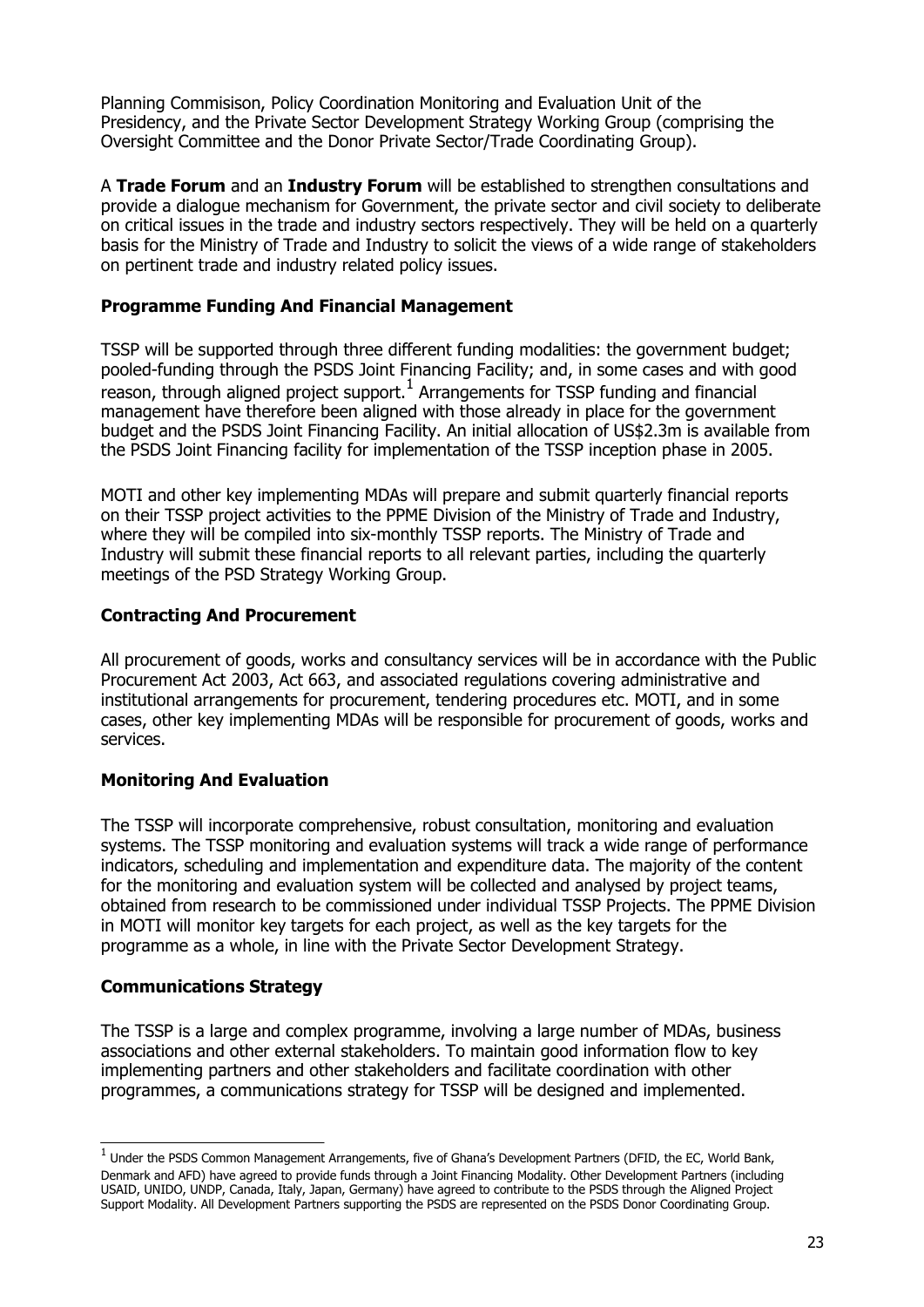Planning Commisison, Policy Coordination Monitoring and Evaluation Unit of the Presidency, and the Private Sector Development Strategy Working Group (comprising the Oversight Committee and the Donor Private Sector/Trade Coordinating Group).

A **Trade Forum** and an **Industry Forum** will be established to strengthen consultations and provide a dialogue mechanism for Government, the private sector and civil society to deliberate on critical issues in the trade and industry sectors respectively. They will be held on a quarterly basis for the Ministry of Trade and Industry to solicit the views of a wide range of stakeholders on pertinent trade and industry related policy issues.

### Programme Funding And Financial Management

TSSP will be supported through three different funding modalities: the government budget; pooled-funding through the PSDS Joint Financing Facility; and, in some cases and with good reason, through aligned project support.[1] Arrangements for TSSP funding and financial management have therefore been aligned with those already in place for the government budget and the PSDS Joint Financing Facility. An initial allocation of US$2.3m is available from the PSDS Joint Financing facility for implementation of the TSSP inception phase in 2005.

MOTI and other key implementing MDAs will prepare and submit quarterly financial reports on their TSSP project activities to the PPME Division of the Ministry of Trade and Industry, where they will be compiled into six-monthly TSSP reports. The Ministry of Trade and Industry will submit these financial reports to all relevant parties, including the quarterly meetings of the PSD Strategy Working Group.

### Contracting And Procurement

All procurement of goods, works and consultancy services will be in accordance with the Public Procurement Act 2003, Act 663, and associated regulations covering administrative and institutional arrangements for procurement, tendering procedures etc. MOTI, and in some cases, other key implementing MDAs will be responsible for procurement of goods, works and services.

### Monitoring And Evaluation

The TSSP will incorporate comprehensive, robust consultation, monitoring and evaluation systems. The TSSP monitoring and evaluation systems will track a wide range of performance indicators, scheduling and implementation and expenditure data. The majority of the content for the monitoring and evaluation system will be collected and analysed by project teams, obtained from research to be commissioned under individual TSSP Projects. The PPME Division in MOTI will monitor key targets for each project, as well as the key targets for the programme as a whole, in line with the Private Sector Development Strategy.

### Communications Strategy

The TSSP is a large and complex programme, involving a large number of MDAs, business associations and other external stakeholders. To maintain good information flow to key implementing partners and other stakeholders and facilitate coordination with other programmes, a communications strategy for TSSP will be designed and implemented.

---

[1] Under the PSDS Common Management Arrangements, five of Ghana's Development Partners (DFID, the EC, World Bank, Denmark and AFD) have agreed to provide funds through a Joint Financing Modality. Other Development Partners (including USAID, UNIDO, UNDP, Canada, Italy, Japan, Germany) have agreed to contribute to the PSDS through the Aligned Project Support Modality. All Development Partners supporting the PSDS are represented on the PSDS Donor Coordinating Group.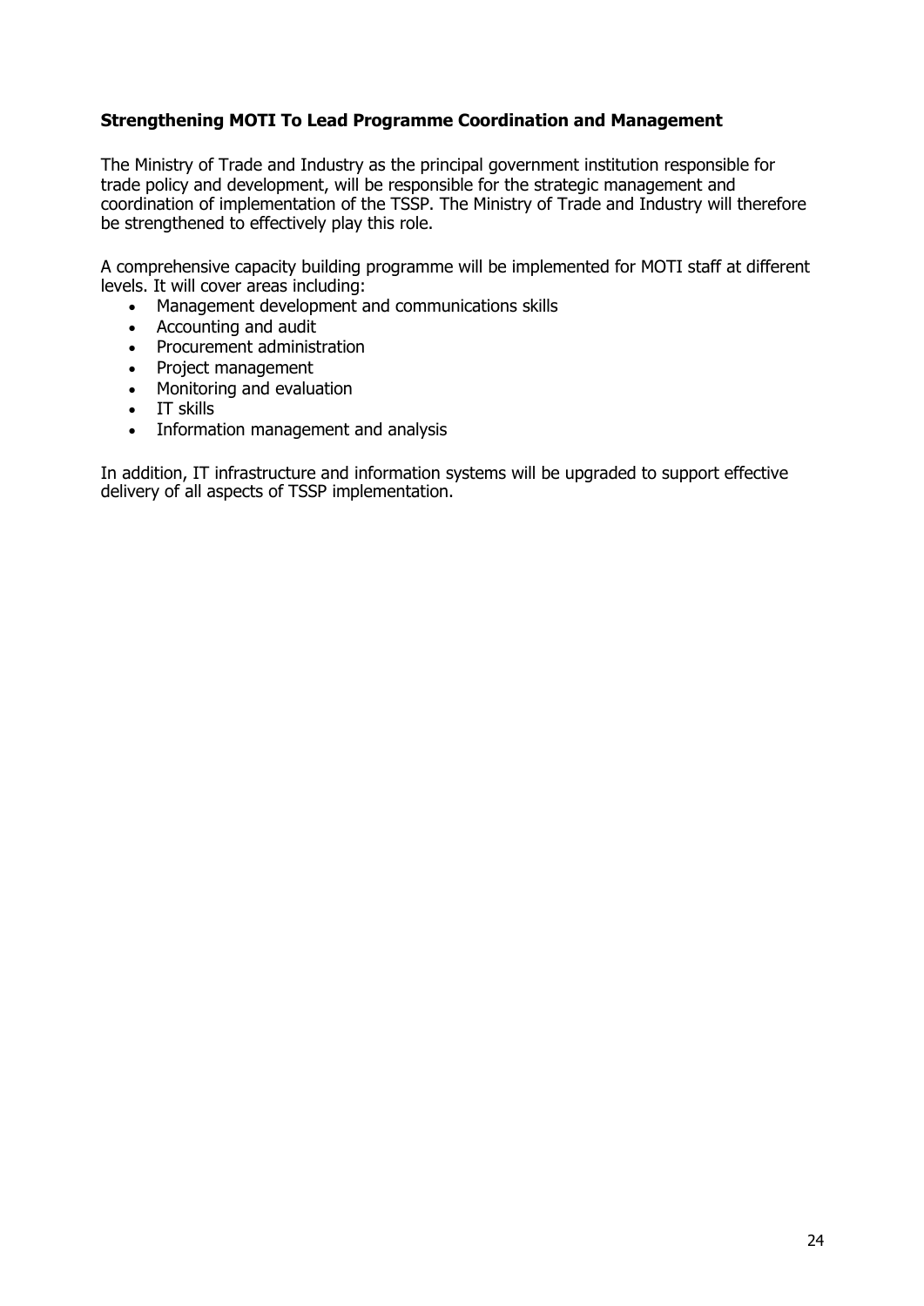**Strengthening MOTI To Lead Programme Coordination and Management**

The Ministry of Trade and Industry as the principal government institution responsible for trade policy and development, will be responsible for the strategic management and coordination of implementation of the TSSP. The Ministry of Trade and Industry will therefore be strengthened to effectively play this role.

A comprehensive capacity building programme will be implemented for MOTI staff at different levels. It will cover areas including:

- Management development and communications skills
- Accounting and audit
- Procurement administration
- Project management
- Monitoring and evaluation
- IT skills
- Information management and analysis

In addition, IT infrastructure and information systems will be upgraded to support effective delivery of all aspects of TSSP implementation.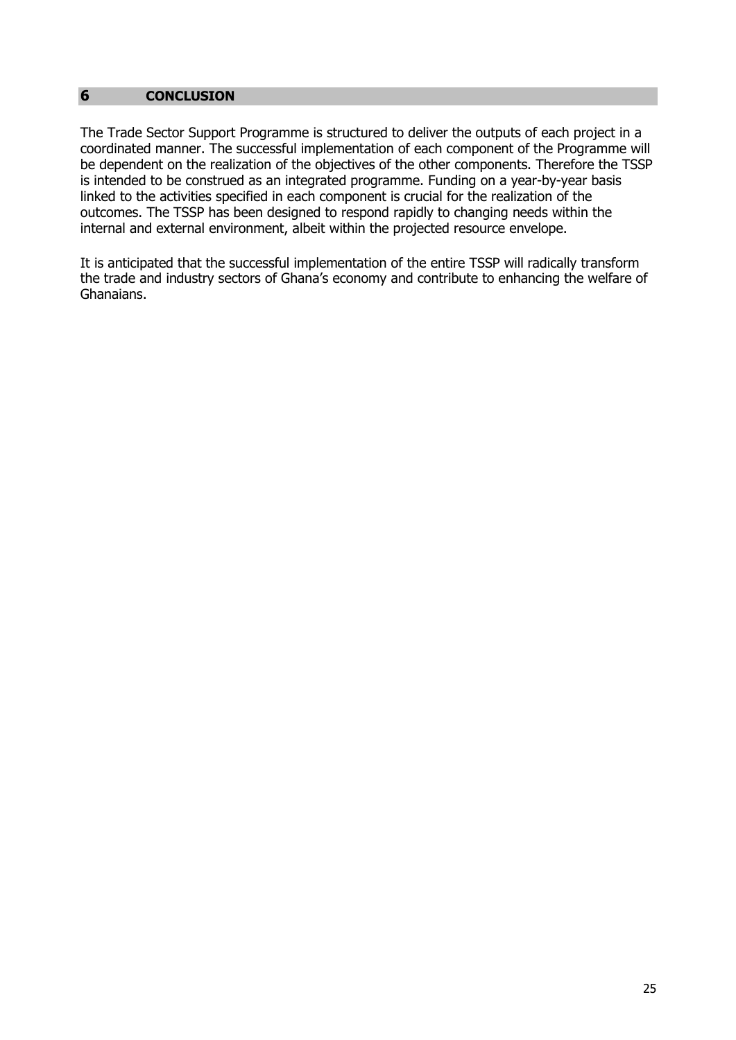# 6 CONCLUSION

The Trade Sector Support Programme is structured to deliver the outputs of each project in a coordinated manner. The successful implementation of each component of the Programme will be dependent on the realization of the objectives of the other components. Therefore the TSSP is intended to be construed as an integrated programme. Funding on a year-by-year basis linked to the activities specified in each component is crucial for the realization of the outcomes. The TSSP has been designed to respond rapidly to changing needs within the internal and external environment, albeit within the projected resource envelope.

It is anticipated that the successful implementation of the entire TSSP will radically transform the trade and industry sectors of Ghana's economy and contribute to enhancing the welfare of Ghanaians.